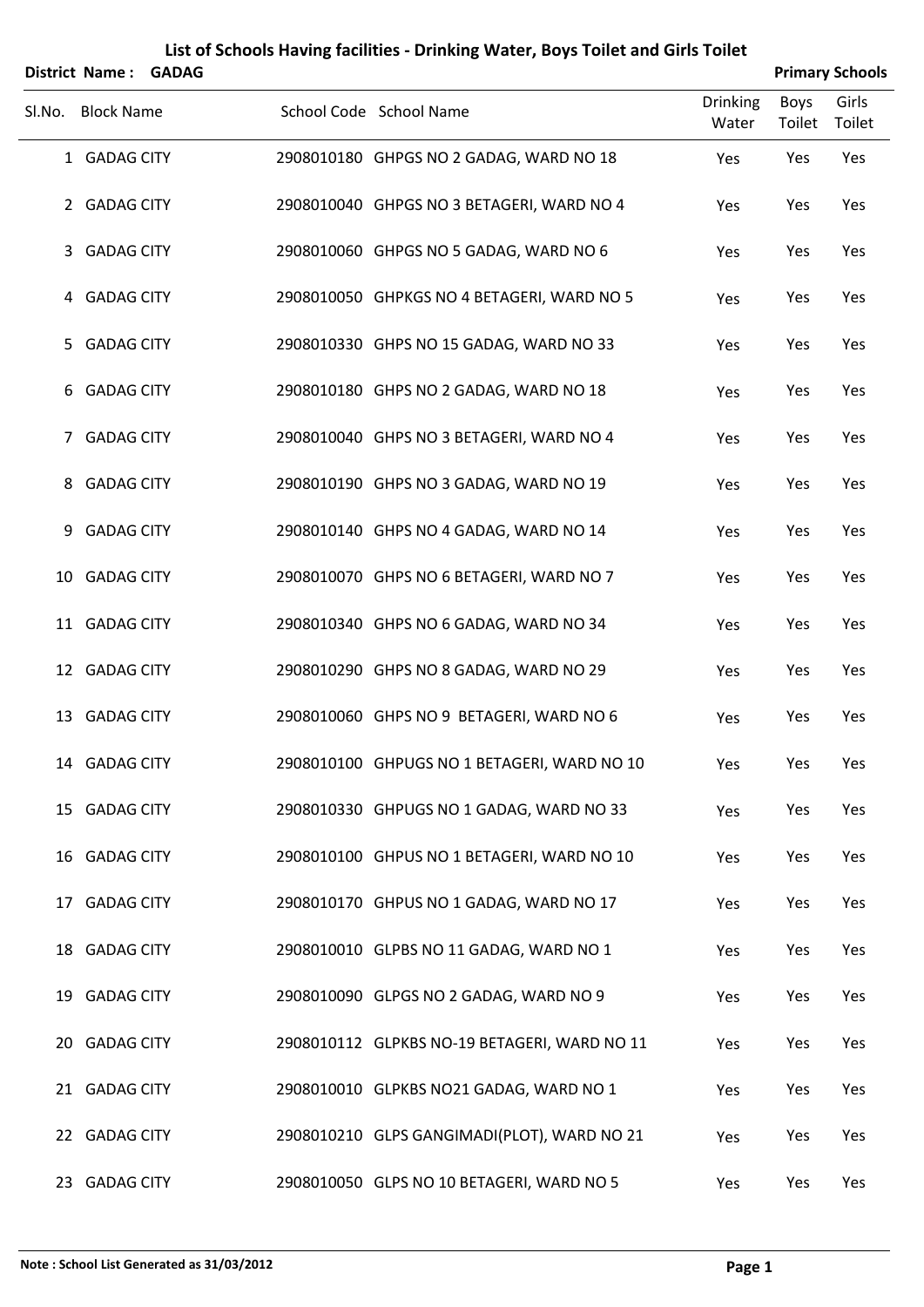# List of Schools Having facilities - Drinking Water, Boys Toilet and Girls Toilet

**District Name : GADAG** **Primary Schools**

| Sl.No. | Block Name | School Code | School Name | Drinking Water | Boys Toilet | Girls Toilet |
|---|---|---|---|---|---|---|
| 1 | GADAG CITY | 2908010180 | GHPGS NO 2 GADAG, WARD NO 18 | Yes | Yes | Yes |
| 2 | GADAG CITY | 2908010040 | GHPGS NO 3 BETAGERI, WARD NO 4 | Yes | Yes | Yes |
| 3 | GADAG CITY | 2908010060 | GHPGS NO 5 GADAG, WARD NO 6 | Yes | Yes | Yes |
| 4 | GADAG CITY | 2908010050 | GHPKGS NO 4 BETAGERI, WARD NO 5 | Yes | Yes | Yes |
| 5 | GADAG CITY | 2908010330 | GHPS NO 15 GADAG, WARD NO 33 | Yes | Yes | Yes |
| 6 | GADAG CITY | 2908010180 | GHPS NO 2 GADAG, WARD NO 18 | Yes | Yes | Yes |
| 7 | GADAG CITY | 2908010040 | GHPS NO 3 BETAGERI, WARD NO 4 | Yes | Yes | Yes |
| 8 | GADAG CITY | 2908010190 | GHPS NO 3 GADAG, WARD NO 19 | Yes | Yes | Yes |
| 9 | GADAG CITY | 2908010140 | GHPS NO 4 GADAG, WARD NO 14 | Yes | Yes | Yes |
| 10 | GADAG CITY | 2908010070 | GHPS NO 6 BETAGERI, WARD NO 7 | Yes | Yes | Yes |
| 11 | GADAG CITY | 2908010340 | GHPS NO 6 GADAG, WARD NO 34 | Yes | Yes | Yes |
| 12 | GADAG CITY | 2908010290 | GHPS NO 8 GADAG, WARD NO 29 | Yes | Yes | Yes |
| 13 | GADAG CITY | 2908010060 | GHPS NO 9 BETAGERI, WARD NO 6 | Yes | Yes | Yes |
| 14 | GADAG CITY | 2908010100 | GHPUGS NO 1 BETAGERI, WARD NO 10 | Yes | Yes | Yes |
| 15 | GADAG CITY | 2908010330 | GHPUGS NO 1 GADAG, WARD NO 33 | Yes | Yes | Yes |
| 16 | GADAG CITY | 2908010100 | GHPUS NO 1 BETAGERI, WARD NO 10 | Yes | Yes | Yes |
| 17 | GADAG CITY | 2908010170 | GHPUS NO 1 GADAG, WARD NO 17 | Yes | Yes | Yes |
| 18 | GADAG CITY | 2908010010 | GLPBS NO 11 GADAG, WARD NO 1 | Yes | Yes | Yes |
| 19 | GADAG CITY | 2908010090 | GLPGS NO 2 GADAG, WARD NO 9 | Yes | Yes | Yes |
| 20 | GADAG CITY | 2908010112 | GLPKBS NO-19 BETAGERI, WARD NO 11 | Yes | Yes | Yes |
| 21 | GADAG CITY | 2908010010 | GLPKBS NO21 GADAG, WARD NO 1 | Yes | Yes | Yes |
| 22 | GADAG CITY | 2908010210 | GLPS GANGIMADI(PLOT), WARD NO 21 | Yes | Yes | Yes |
| 23 | GADAG CITY | 2908010050 | GLPS NO 10 BETAGERI, WARD NO 5 | Yes | Yes | Yes |

**Note : School List Generated as 31/03/2012**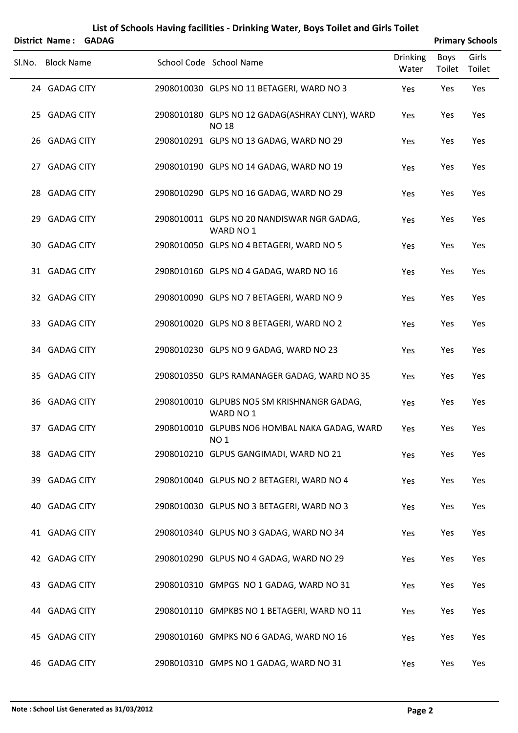# List of Schools Having facilities - Drinking Water, Boys Toilet and Girls Toilet

**District Name : GADAG** **Primary Schools**

| Sl.No. | Block Name | School Code | School Name | Drinking Water | Boys Toilet | Girls Toilet |
|---|---|---|---|---|---|---|
| 24 | GADAG CITY | 2908010030 | GLPS NO 11 BETAGERI, WARD NO 3 | Yes | Yes | Yes |
| 25 | GADAG CITY | 2908010180 | GLPS NO 12 GADAG(ASHRAY CLNY), WARD NO 18 | Yes | Yes | Yes |
| 26 | GADAG CITY | 2908010291 | GLPS NO 13 GADAG, WARD NO 29 | Yes | Yes | Yes |
| 27 | GADAG CITY | 2908010190 | GLPS NO 14 GADAG, WARD NO 19 | Yes | Yes | Yes |
| 28 | GADAG CITY | 2908010290 | GLPS NO 16 GADAG, WARD NO 29 | Yes | Yes | Yes |
| 29 | GADAG CITY | 2908010011 | GLPS NO 20 NANDISWAR NGR GADAG, WARD NO 1 | Yes | Yes | Yes |
| 30 | GADAG CITY | 2908010050 | GLPS NO 4 BETAGERI, WARD NO 5 | Yes | Yes | Yes |
| 31 | GADAG CITY | 2908010160 | GLPS NO 4 GADAG, WARD NO 16 | Yes | Yes | Yes |
| 32 | GADAG CITY | 2908010090 | GLPS NO 7 BETAGERI, WARD NO 9 | Yes | Yes | Yes |
| 33 | GADAG CITY | 2908010020 | GLPS NO 8 BETAGERI, WARD NO 2 | Yes | Yes | Yes |
| 34 | GADAG CITY | 2908010230 | GLPS NO 9 GADAG, WARD NO 23 | Yes | Yes | Yes |
| 35 | GADAG CITY | 2908010350 | GLPS RAMANAGER GADAG, WARD NO 35 | Yes | Yes | Yes |
| 36 | GADAG CITY | 2908010010 | GLPUBS NO5 SM KRISHNANGR GADAG, WARD NO 1 | Yes | Yes | Yes |
| 37 | GADAG CITY | 2908010010 | GLPUBS NO6 HOMBAL NAKA GADAG, WARD NO 1 | Yes | Yes | Yes |
| 38 | GADAG CITY | 2908010210 | GLPUS GANGIMADI, WARD NO 21 | Yes | Yes | Yes |
| 39 | GADAG CITY | 2908010040 | GLPUS NO 2 BETAGERI, WARD NO 4 | Yes | Yes | Yes |
| 40 | GADAG CITY | 2908010030 | GLPUS NO 3 BETAGERI, WARD NO 3 | Yes | Yes | Yes |
| 41 | GADAG CITY | 2908010340 | GLPUS NO 3 GADAG, WARD NO 34 | Yes | Yes | Yes |
| 42 | GADAG CITY | 2908010290 | GLPUS NO 4 GADAG, WARD NO 29 | Yes | Yes | Yes |
| 43 | GADAG CITY | 2908010310 | GMPGS NO 1 GADAG, WARD NO 31 | Yes | Yes | Yes |
| 44 | GADAG CITY | 2908010110 | GMPKBS NO 1 BETAGERI, WARD NO 11 | Yes | Yes | Yes |
| 45 | GADAG CITY | 2908010160 | GMPKS NO 6 GADAG, WARD NO 16 | Yes | Yes | Yes |
| 46 | GADAG CITY | 2908010310 | GMPS NO 1 GADAG, WARD NO 31 | Yes | Yes | Yes |

**Note : School List Generated as 31/03/2012**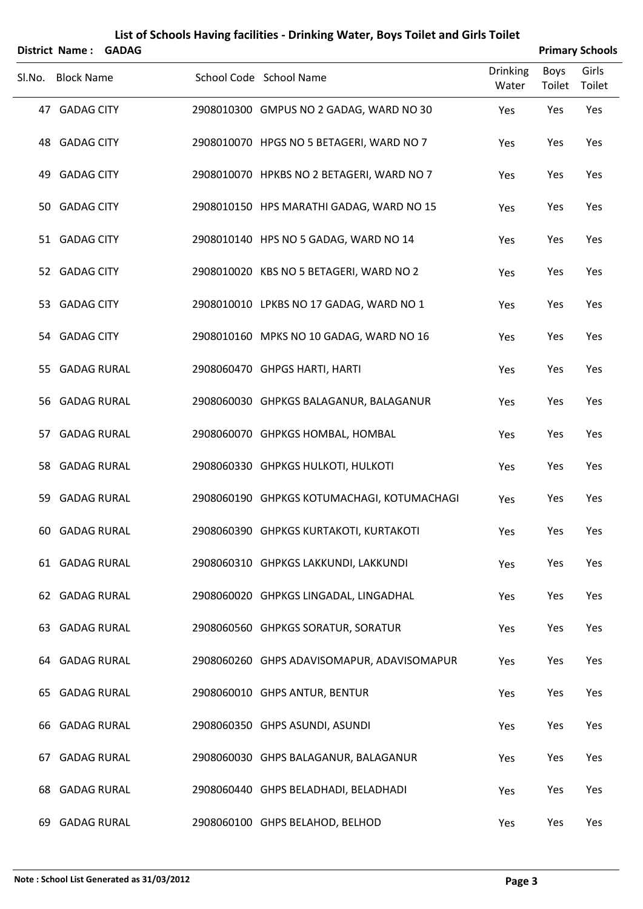# List of Schools Having facilities - Drinking Water, Boys Toilet and Girls Toilet

**District Name : GADAG** **Primary Schools**

| Sl.No. | Block Name | School Code | School Name | Drinking Water | Boys Toilet | Girls Toilet |
|---|---|---|---|---|---|---|
| 47 | GADAG CITY | 2908010300 | GMPUS NO 2 GADAG, WARD NO 30 | Yes | Yes | Yes |
| 48 | GADAG CITY | 2908010070 | HPGS NO 5 BETAGERI, WARD NO 7 | Yes | Yes | Yes |
| 49 | GADAG CITY | 2908010070 | HPKBS NO 2 BETAGERI, WARD NO 7 | Yes | Yes | Yes |
| 50 | GADAG CITY | 2908010150 | HPS MARATHI GADAG, WARD NO 15 | Yes | Yes | Yes |
| 51 | GADAG CITY | 2908010140 | HPS NO 5 GADAG, WARD NO 14 | Yes | Yes | Yes |
| 52 | GADAG CITY | 2908010020 | KBS NO 5 BETAGERI, WARD NO 2 | Yes | Yes | Yes |
| 53 | GADAG CITY | 2908010010 | LPKBS NO 17 GADAG, WARD NO 1 | Yes | Yes | Yes |
| 54 | GADAG CITY | 2908010160 | MPKS NO 10 GADAG, WARD NO 16 | Yes | Yes | Yes |
| 55 | GADAG RURAL | 2908060470 | GHPGS HARTI, HARTI | Yes | Yes | Yes |
| 56 | GADAG RURAL | 2908060030 | GHPKGS BALAGANUR, BALAGANUR | Yes | Yes | Yes |
| 57 | GADAG RURAL | 2908060070 | GHPKGS HOMBAL, HOMBAL | Yes | Yes | Yes |
| 58 | GADAG RURAL | 2908060330 | GHPKGS HULKOTI, HULKOTI | Yes | Yes | Yes |
| 59 | GADAG RURAL | 2908060190 | GHPKGS KOTUMACHAGI, KOTUMACHAGI | Yes | Yes | Yes |
| 60 | GADAG RURAL | 2908060390 | GHPKGS KURTAKOTI, KURTAKOTI | Yes | Yes | Yes |
| 61 | GADAG RURAL | 2908060310 | GHPKGS LAKKUNDI, LAKKUNDI | Yes | Yes | Yes |
| 62 | GADAG RURAL | 2908060020 | GHPKGS LINGADAL, LINGADHAL | Yes | Yes | Yes |
| 63 | GADAG RURAL | 2908060560 | GHPKGS SORATUR, SORATUR | Yes | Yes | Yes |
| 64 | GADAG RURAL | 2908060260 | GHPS ADAVISOMAPUR, ADAVISOMAPUR | Yes | Yes | Yes |
| 65 | GADAG RURAL | 2908060010 | GHPS ANTUR, BENTUR | Yes | Yes | Yes |
| 66 | GADAG RURAL | 2908060350 | GHPS ASUNDI, ASUNDI | Yes | Yes | Yes |
| 67 | GADAG RURAL | 2908060030 | GHPS BALAGANUR, BALAGANUR | Yes | Yes | Yes |
| 68 | GADAG RURAL | 2908060440 | GHPS BELADHADI, BELADHADI | Yes | Yes | Yes |
| 69 | GADAG RURAL | 2908060100 | GHPS BELAHOD, BELHOD | Yes | Yes | Yes |

**Note : School List Generated as 31/03/2012**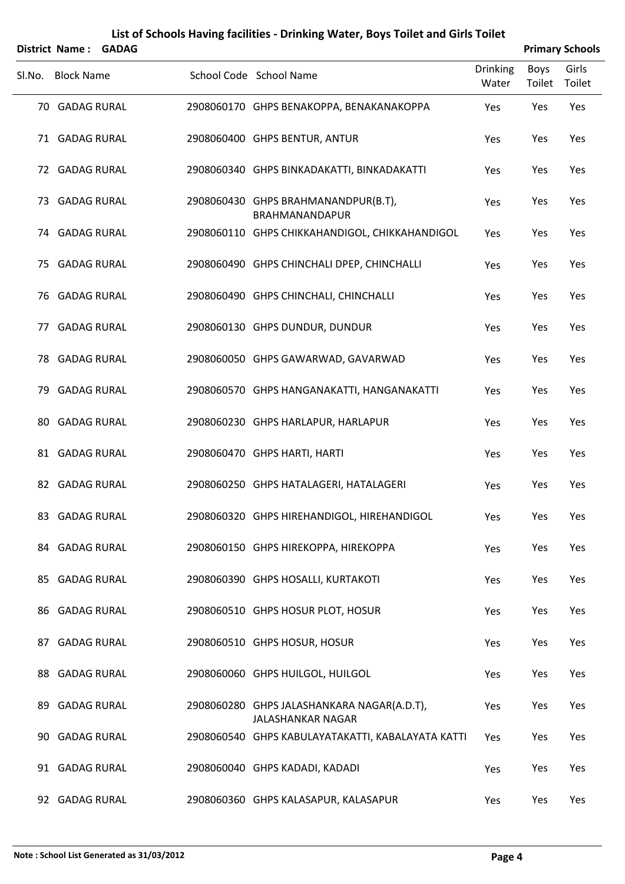# List of Schools Having facilities - Drinking Water, Boys Toilet and Girls Toilet

**District Name : GADAG** **Primary Schools**

| Sl.No. | Block Name | School Code | School Name | Drinking Water | Boys Toilet | Girls Toilet |
|---|---|---|---|---|---|---|
| 70 | GADAG RURAL | 2908060170 | GHPS BENAKOPPA, BENAKANAKOPPA | Yes | Yes | Yes |
| 71 | GADAG RURAL | 2908060400 | GHPS BENTUR, ANTUR | Yes | Yes | Yes |
| 72 | GADAG RURAL | 2908060340 | GHPS BINKADAKATTI, BINKADAKATTI | Yes | Yes | Yes |
| 73 | GADAG RURAL | 2908060430 | GHPS BRAHMANANDPUR(B.T), BRAHMANANDAPUR | Yes | Yes | Yes |
| 74 | GADAG RURAL | 2908060110 | GHPS CHIKKAHANDIGOL, CHIKKAHANDIGOL | Yes | Yes | Yes |
| 75 | GADAG RURAL | 2908060490 | GHPS CHINCHALI DPEP, CHINCHALLI | Yes | Yes | Yes |
| 76 | GADAG RURAL | 2908060490 | GHPS CHINCHALI, CHINCHALLI | Yes | Yes | Yes |
| 77 | GADAG RURAL | 2908060130 | GHPS DUNDUR, DUNDUR | Yes | Yes | Yes |
| 78 | GADAG RURAL | 2908060050 | GHPS GAWARWAD, GAVARWAD | Yes | Yes | Yes |
| 79 | GADAG RURAL | 2908060570 | GHPS HANGANAKATTI, HANGANAKATTI | Yes | Yes | Yes |
| 80 | GADAG RURAL | 2908060230 | GHPS HARLAPUR, HARLAPUR | Yes | Yes | Yes |
| 81 | GADAG RURAL | 2908060470 | GHPS HARTI, HARTI | Yes | Yes | Yes |
| 82 | GADAG RURAL | 2908060250 | GHPS HATALAGERI, HATALAGERI | Yes | Yes | Yes |
| 83 | GADAG RURAL | 2908060320 | GHPS HIREHANDIGOL, HIREHANDIGOL | Yes | Yes | Yes |
| 84 | GADAG RURAL | 2908060150 | GHPS HIREKOPPA, HIREKOPPA | Yes | Yes | Yes |
| 85 | GADAG RURAL | 2908060390 | GHPS HOSALLI, KURTAKOTI | Yes | Yes | Yes |
| 86 | GADAG RURAL | 2908060510 | GHPS HOSUR PLOT, HOSUR | Yes | Yes | Yes |
| 87 | GADAG RURAL | 2908060510 | GHPS HOSUR, HOSUR | Yes | Yes | Yes |
| 88 | GADAG RURAL | 2908060060 | GHPS HUILGOL, HUILGOL | Yes | Yes | Yes |
| 89 | GADAG RURAL | 2908060280 | GHPS JALASHANKARA NAGAR(A.D.T), JALASHANKAR NAGAR | Yes | Yes | Yes |
| 90 | GADAG RURAL | 2908060540 | GHPS KABULAYATAKATTI, KABALAYATA KATTI | Yes | Yes | Yes |
| 91 | GADAG RURAL | 2908060040 | GHPS KADADI, KADADI | Yes | Yes | Yes |
| 92 | GADAG RURAL | 2908060360 | GHPS KALASAPUR, KALASAPUR | Yes | Yes | Yes |

**Note : School List Generated as 31/03/2012**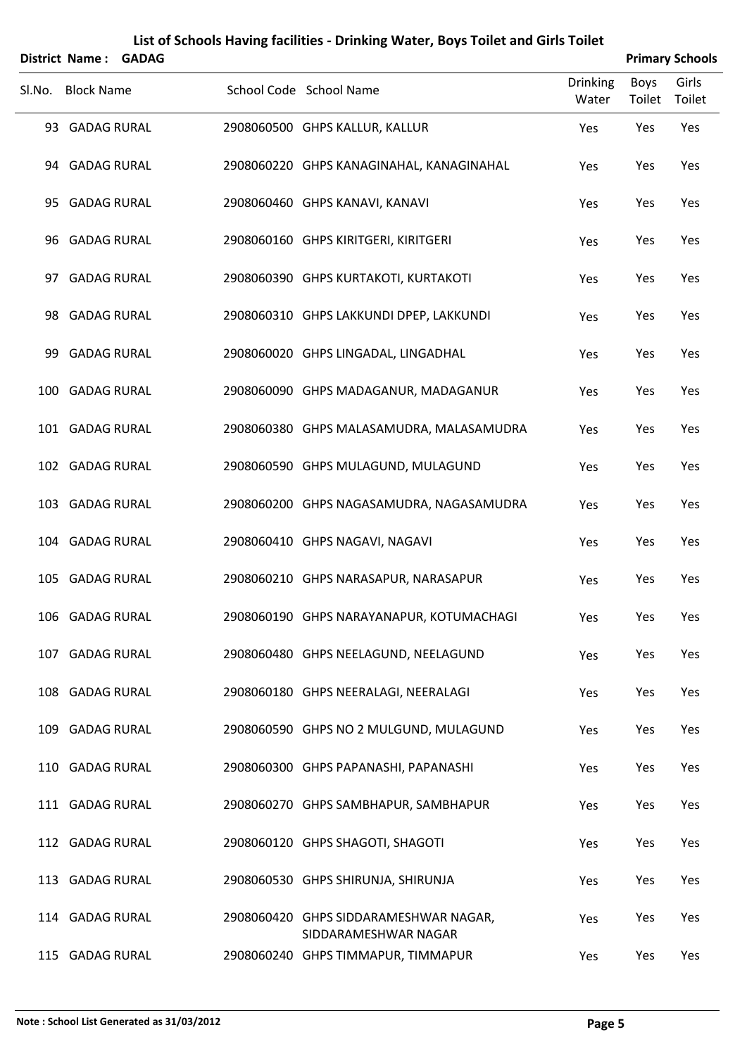# List of Schools Having facilities - Drinking Water, Boys Toilet and Girls Toilet

**District Name : GADAG** | **Primary Schools**

| Sl.No. | Block Name | School Code | School Name | Drinking Water | Boys Toilet | Girls Toilet |
|---|---|---|---|---|---|---|
| 93 | GADAG RURAL | 2908060500 | GHPS KALLUR, KALLUR | Yes | Yes | Yes |
| 94 | GADAG RURAL | 2908060220 | GHPS KANAGINAHAL, KANAGINAHAL | Yes | Yes | Yes |
| 95 | GADAG RURAL | 2908060460 | GHPS KANAVI, KANAVI | Yes | Yes | Yes |
| 96 | GADAG RURAL | 2908060160 | GHPS KIRITGERI, KIRITGERI | Yes | Yes | Yes |
| 97 | GADAG RURAL | 2908060390 | GHPS KURTAKOTI, KURTAKOTI | Yes | Yes | Yes |
| 98 | GADAG RURAL | 2908060310 | GHPS LAKKUNDI DPEP, LAKKUNDI | Yes | Yes | Yes |
| 99 | GADAG RURAL | 2908060020 | GHPS LINGADAL, LINGADHAL | Yes | Yes | Yes |
| 100 | GADAG RURAL | 2908060090 | GHPS MADAGANUR, MADAGANUR | Yes | Yes | Yes |
| 101 | GADAG RURAL | 2908060380 | GHPS MALASAMUDRA, MALASAMUDRA | Yes | Yes | Yes |
| 102 | GADAG RURAL | 2908060590 | GHPS MULAGUND, MULAGUND | Yes | Yes | Yes |
| 103 | GADAG RURAL | 2908060200 | GHPS NAGASAMUDRA, NAGASAMUDRA | Yes | Yes | Yes |
| 104 | GADAG RURAL | 2908060410 | GHPS NAGAVI, NAGAVI | Yes | Yes | Yes |
| 105 | GADAG RURAL | 2908060210 | GHPS NARASAPUR, NARASAPUR | Yes | Yes | Yes |
| 106 | GADAG RURAL | 2908060190 | GHPS NARAYANAPUR, KOTUMACHAGI | Yes | Yes | Yes |
| 107 | GADAG RURAL | 2908060480 | GHPS NEELAGUND, NEELAGUND | Yes | Yes | Yes |
| 108 | GADAG RURAL | 2908060180 | GHPS NEERALAGI, NEERALAGI | Yes | Yes | Yes |
| 109 | GADAG RURAL | 2908060590 | GHPS NO 2 MULGUND, MULAGUND | Yes | Yes | Yes |
| 110 | GADAG RURAL | 2908060300 | GHPS PAPANASHI, PAPANASHI | Yes | Yes | Yes |
| 111 | GADAG RURAL | 2908060270 | GHPS SAMBHAPUR, SAMBHAPUR | Yes | Yes | Yes |
| 112 | GADAG RURAL | 2908060120 | GHPS SHAGOTI, SHAGOTI | Yes | Yes | Yes |
| 113 | GADAG RURAL | 2908060530 | GHPS SHIRUNJA, SHIRUNJA | Yes | Yes | Yes |
| 114 | GADAG RURAL | 2908060420 | GHPS SIDDARAMESHWAR NAGAR, SIDDARAMESHWAR NAGAR | Yes | Yes | Yes |
| 115 | GADAG RURAL | 2908060240 | GHPS TIMMAPUR, TIMMAPUR | Yes | Yes | Yes |

**Note : School List Generated as 31/03/2012**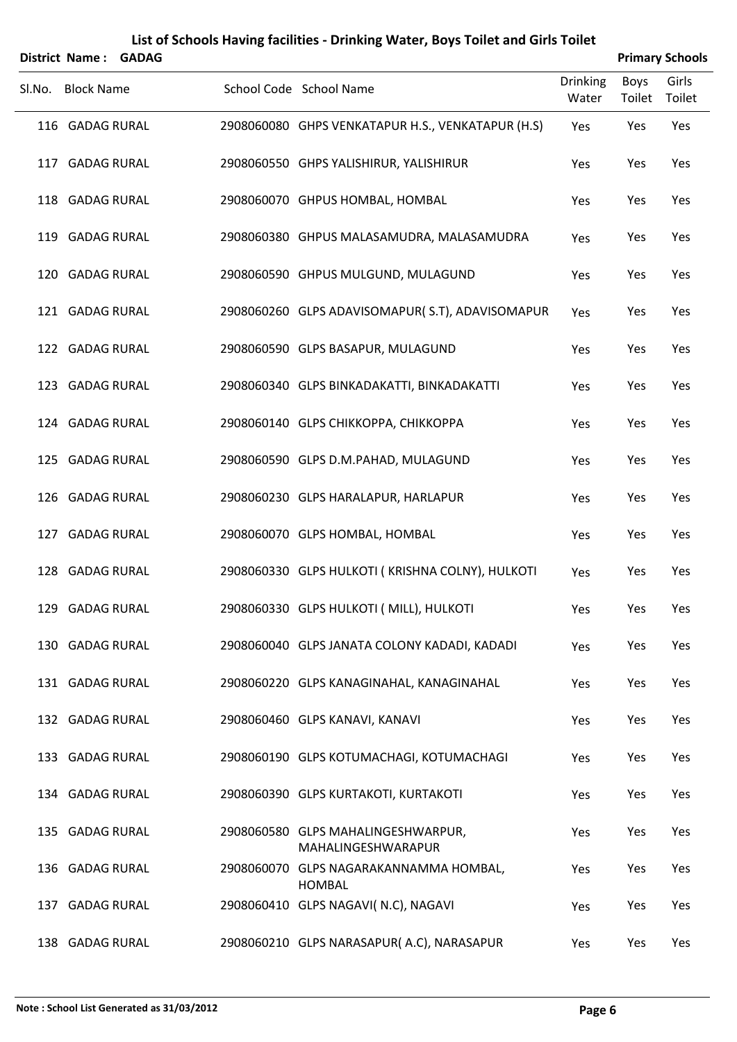# List of Schools Having facilities - Drinking Water, Boys Toilet and Girls Toilet

**District Name : GADAG** **Primary Schools**

| Sl.No. | Block Name | School Code | School Name | Drinking Water | Boys Toilet | Girls Toilet |
|---|---|---|---|---|---|---|
| 116 | GADAG RURAL | 2908060080 | GHPS VENKATAPUR H.S., VENKATAPUR (H.S) | Yes | Yes | Yes |
| 117 | GADAG RURAL | 2908060550 | GHPS YALISHIRUR, YALISHIRUR | Yes | Yes | Yes |
| 118 | GADAG RURAL | 2908060070 | GHPUS HOMBAL, HOMBAL | Yes | Yes | Yes |
| 119 | GADAG RURAL | 2908060380 | GHPUS MALASAMUDRA, MALASAMUDRA | Yes | Yes | Yes |
| 120 | GADAG RURAL | 2908060590 | GHPUS MULGUND, MULAGUND | Yes | Yes | Yes |
| 121 | GADAG RURAL | 2908060260 | GLPS ADAVISOMAPUR( S.T), ADAVISOMAPUR | Yes | Yes | Yes |
| 122 | GADAG RURAL | 2908060590 | GLPS BASAPUR, MULAGUND | Yes | Yes | Yes |
| 123 | GADAG RURAL | 2908060340 | GLPS BINKADAKATTI, BINKADAKATTI | Yes | Yes | Yes |
| 124 | GADAG RURAL | 2908060140 | GLPS CHIKKOPPA, CHIKKOPPA | Yes | Yes | Yes |
| 125 | GADAG RURAL | 2908060590 | GLPS D.M.PAHAD, MULAGUND | Yes | Yes | Yes |
| 126 | GADAG RURAL | 2908060230 | GLPS HARALAPUR, HARLAPUR | Yes | Yes | Yes |
| 127 | GADAG RURAL | 2908060070 | GLPS HOMBAL, HOMBAL | Yes | Yes | Yes |
| 128 | GADAG RURAL | 2908060330 | GLPS HULKOTI ( KRISHNA COLNY), HULKOTI | Yes | Yes | Yes |
| 129 | GADAG RURAL | 2908060330 | GLPS HULKOTI ( MILL), HULKOTI | Yes | Yes | Yes |
| 130 | GADAG RURAL | 2908060040 | GLPS JANATA COLONY KADADI, KADADI | Yes | Yes | Yes |
| 131 | GADAG RURAL | 2908060220 | GLPS KANAGINAHAL, KANAGINAHAL | Yes | Yes | Yes |
| 132 | GADAG RURAL | 2908060460 | GLPS KANAVI, KANAVI | Yes | Yes | Yes |
| 133 | GADAG RURAL | 2908060190 | GLPS KOTUMACHAGI, KOTUMACHAGI | Yes | Yes | Yes |
| 134 | GADAG RURAL | 2908060390 | GLPS KURTAKOTI, KURTAKOTI | Yes | Yes | Yes |
| 135 | GADAG RURAL | 2908060580 | GLPS MAHALINGESHWARPUR, MAHALINGESHWARAPUR | Yes | Yes | Yes |
| 136 | GADAG RURAL | 2908060070 | GLPS NAGARAKANNAMMA HOMBAL, HOMBAL | Yes | Yes | Yes |
| 137 | GADAG RURAL | 2908060410 | GLPS NAGAVI( N.C), NAGAVI | Yes | Yes | Yes |
| 138 | GADAG RURAL | 2908060210 | GLPS NARASAPUR( A.C), NARASAPUR | Yes | Yes | Yes |

**Note : School List Generated as 31/03/2012**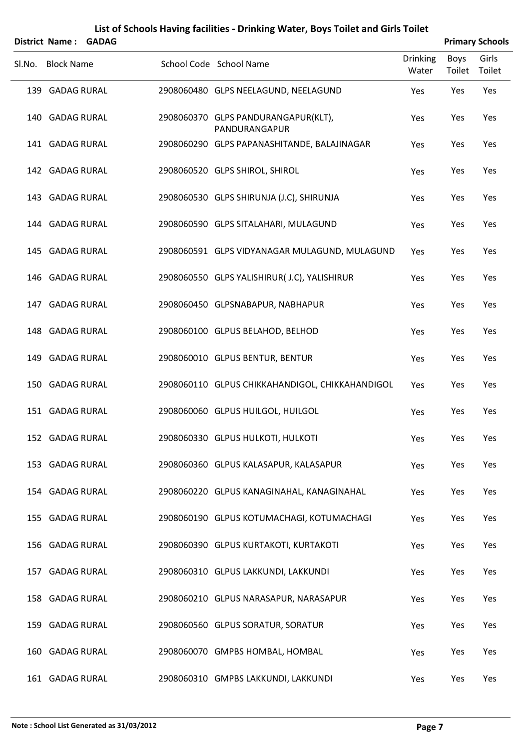# List of Schools Having facilities - Drinking Water, Boys Toilet and Girls Toilet

**District Name : GADAG** **Primary Schools**

| Sl.No. | Block Name | School Code | School Name | Drinking Water | Boys Toilet | Girls Toilet |
|---|---|---|---|---|---|---|
| 139 | GADAG RURAL | 2908060480 | GLPS NEELAGUND, NEELAGUND | Yes | Yes | Yes |
| 140 | GADAG RURAL | 2908060370 | GLPS PANDURANGAPUR(KLT), PANDURANGAPUR | Yes | Yes | Yes |
| 141 | GADAG RURAL | 2908060290 | GLPS PAPANASHITANDE, BALAJINAGAR | Yes | Yes | Yes |
| 142 | GADAG RURAL | 2908060520 | GLPS SHIROL, SHIROL | Yes | Yes | Yes |
| 143 | GADAG RURAL | 2908060530 | GLPS SHIRUNJA (J.C), SHIRUNJA | Yes | Yes | Yes |
| 144 | GADAG RURAL | 2908060590 | GLPS SITALAHARI, MULAGUND | Yes | Yes | Yes |
| 145 | GADAG RURAL | 2908060591 | GLPS VIDYANAGAR MULAGUND, MULAGUND | Yes | Yes | Yes |
| 146 | GADAG RURAL | 2908060550 | GLPS YALISHIRUR( J.C), YALISHIRUR | Yes | Yes | Yes |
| 147 | GADAG RURAL | 2908060450 | GLPSNABAPUR, NABHAPUR | Yes | Yes | Yes |
| 148 | GADAG RURAL | 2908060100 | GLPUS BELAHOD, BELHOD | Yes | Yes | Yes |
| 149 | GADAG RURAL | 2908060010 | GLPUS BENTUR, BENTUR | Yes | Yes | Yes |
| 150 | GADAG RURAL | 2908060110 | GLPUS CHIKKAHANDIGOL, CHIKKAHANDIGOL | Yes | Yes | Yes |
| 151 | GADAG RURAL | 2908060060 | GLPUS HUILGOL, HUILGOL | Yes | Yes | Yes |
| 152 | GADAG RURAL | 2908060330 | GLPUS HULKOTI, HULKOTI | Yes | Yes | Yes |
| 153 | GADAG RURAL | 2908060360 | GLPUS KALASAPUR, KALASAPUR | Yes | Yes | Yes |
| 154 | GADAG RURAL | 2908060220 | GLPUS KANAGINAHAL, KANAGINAHAL | Yes | Yes | Yes |
| 155 | GADAG RURAL | 2908060190 | GLPUS KOTUMACHAGI, KOTUMACHAGI | Yes | Yes | Yes |
| 156 | GADAG RURAL | 2908060390 | GLPUS KURTAKOTI, KURTAKOTI | Yes | Yes | Yes |
| 157 | GADAG RURAL | 2908060310 | GLPUS LAKKUNDI, LAKKUNDI | Yes | Yes | Yes |
| 158 | GADAG RURAL | 2908060210 | GLPUS NARASAPUR, NARASAPUR | Yes | Yes | Yes |
| 159 | GADAG RURAL | 2908060560 | GLPUS SORATUR, SORATUR | Yes | Yes | Yes |
| 160 | GADAG RURAL | 2908060070 | GMPBS HOMBAL, HOMBAL | Yes | Yes | Yes |
| 161 | GADAG RURAL | 2908060310 | GMPBS LAKKUNDI, LAKKUNDI | Yes | Yes | Yes |

**Note : School List Generated as 31/03/2012**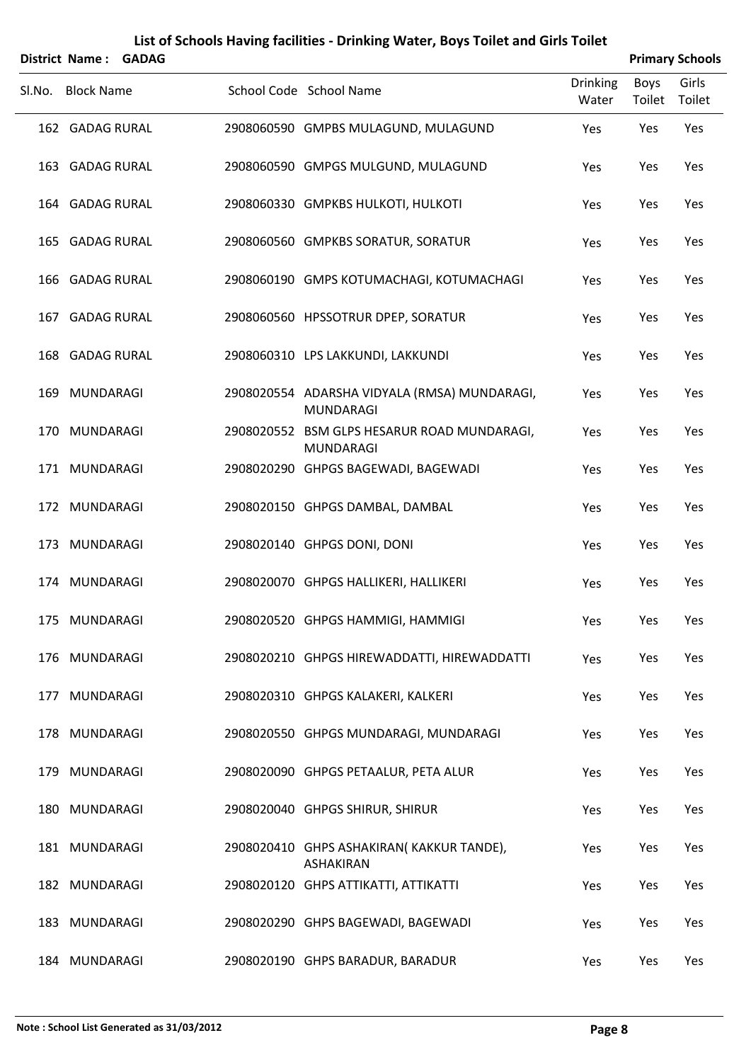# List of Schools Having facilities - Drinking Water, Boys Toilet and Girls Toilet

**District Name : GADAG** **Primary Schools**

| Sl.No. | Block Name | School Code | School Name | Drinking Water | Boys Toilet | Girls Toilet |
|---|---|---|---|---|---|---|
| 162 | GADAG RURAL | 2908060590 | GMPBS MULAGUND, MULAGUND | Yes | Yes | Yes |
| 163 | GADAG RURAL | 2908060590 | GMPGS MULGUND, MULAGUND | Yes | Yes | Yes |
| 164 | GADAG RURAL | 2908060330 | GMPKBS HULKOTI, HULKOTI | Yes | Yes | Yes |
| 165 | GADAG RURAL | 2908060560 | GMPKBS SORATUR, SORATUR | Yes | Yes | Yes |
| 166 | GADAG RURAL | 2908060190 | GMPS KOTUMACHAGI, KOTUMACHAGI | Yes | Yes | Yes |
| 167 | GADAG RURAL | 2908060560 | HPSSOTRUR DPEP, SORATUR | Yes | Yes | Yes |
| 168 | GADAG RURAL | 2908060310 | LPS LAKKUNDI, LAKKUNDI | Yes | Yes | Yes |
| 169 | MUNDARAGI | 2908020554 | ADARSHA VIDYALA (RMSA) MUNDARAGI, MUNDARAGI | Yes | Yes | Yes |
| 170 | MUNDARAGI | 2908020552 | BSM GLPS HESARUR ROAD MUNDARAGI, MUNDARAGI | Yes | Yes | Yes |
| 171 | MUNDARAGI | 2908020290 | GHPGS BAGEWADI, BAGEWADI | Yes | Yes | Yes |
| 172 | MUNDARAGI | 2908020150 | GHPGS DAMBAL, DAMBAL | Yes | Yes | Yes |
| 173 | MUNDARAGI | 2908020140 | GHPGS DONI, DONI | Yes | Yes | Yes |
| 174 | MUNDARAGI | 2908020070 | GHPGS HALLIKERI, HALLIKERI | Yes | Yes | Yes |
| 175 | MUNDARAGI | 2908020520 | GHPGS HAMMIGI, HAMMIGI | Yes | Yes | Yes |
| 176 | MUNDARAGI | 2908020210 | GHPGS HIREWADDATTI, HIREWADDATTI | Yes | Yes | Yes |
| 177 | MUNDARAGI | 2908020310 | GHPGS KALAKERI, KALKERI | Yes | Yes | Yes |
| 178 | MUNDARAGI | 2908020550 | GHPGS MUNDARAGI, MUNDARAGI | Yes | Yes | Yes |
| 179 | MUNDARAGI | 2908020090 | GHPGS PETAALUR, PETA ALUR | Yes | Yes | Yes |
| 180 | MUNDARAGI | 2908020040 | GHPGS SHIRUR, SHIRUR | Yes | Yes | Yes |
| 181 | MUNDARAGI | 2908020410 | GHPS ASHAKIRAN( KAKKUR TANDE), ASHAKIRAN | Yes | Yes | Yes |
| 182 | MUNDARAGI | 2908020120 | GHPS ATTIKATTI, ATTIKATTI | Yes | Yes | Yes |
| 183 | MUNDARAGI | 2908020290 | GHPS BAGEWADI, BAGEWADI | Yes | Yes | Yes |
| 184 | MUNDARAGI | 2908020190 | GHPS BARADUR, BARADUR | Yes | Yes | Yes |

**Note : School List Generated as 31/03/2012**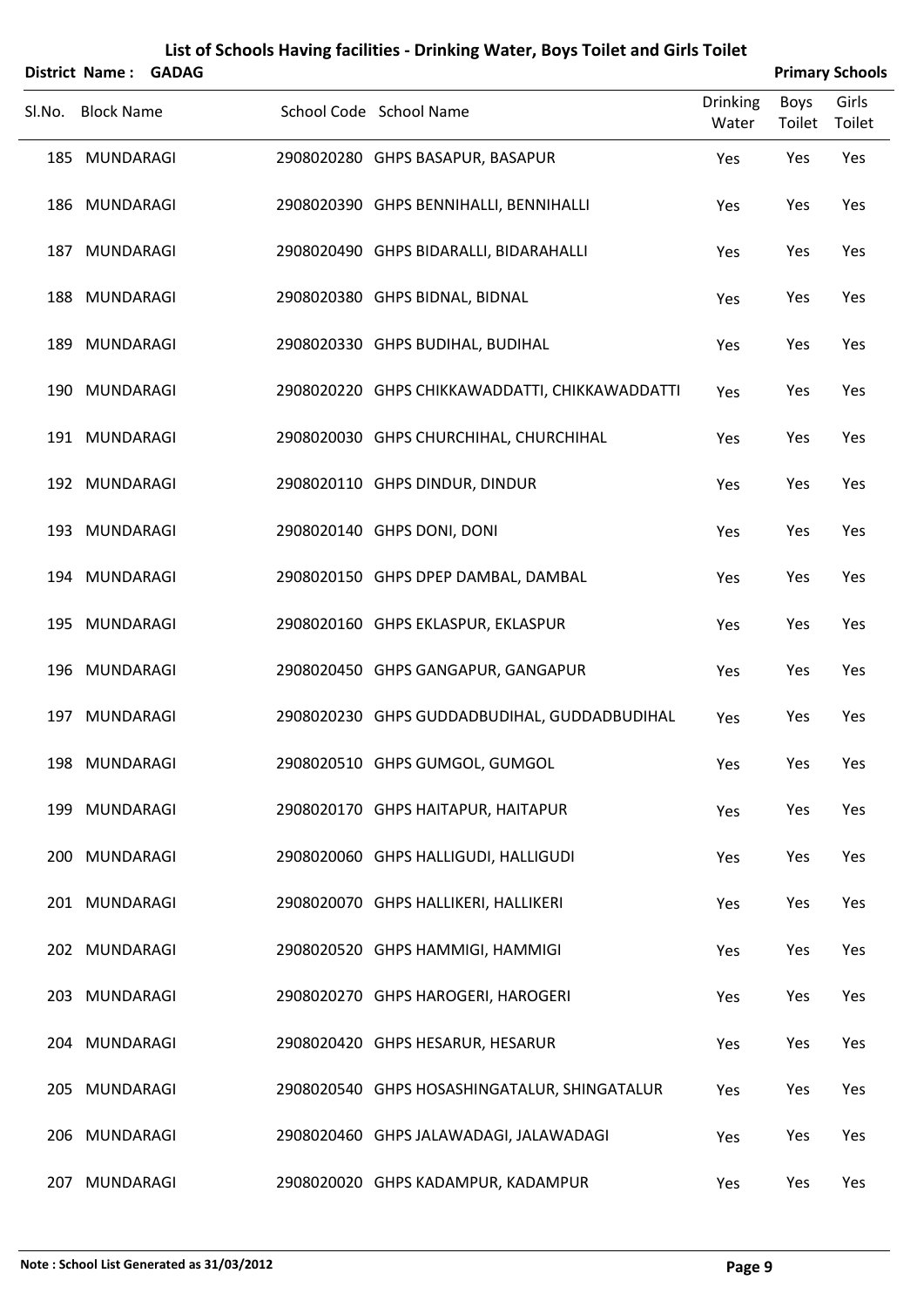# List of Schools Having facilities - Drinking Water, Boys Toilet and Girls Toilet

**District Name : GADAG** | **Primary Schools**

| Sl.No. | Block Name | School Code | School Name | Drinking Water | Boys Toilet | Girls Toilet |
|---|---|---|---|---|---|---|
| 185 | MUNDARAGI | 2908020280 | GHPS BASAPUR, BASAPUR | Yes | Yes | Yes |
| 186 | MUNDARAGI | 2908020390 | GHPS BENNIHALLI, BENNIHALLI | Yes | Yes | Yes |
| 187 | MUNDARAGI | 2908020490 | GHPS BIDARALLI, BIDARAHALLI | Yes | Yes | Yes |
| 188 | MUNDARAGI | 2908020380 | GHPS BIDNAL, BIDNAL | Yes | Yes | Yes |
| 189 | MUNDARAGI | 2908020330 | GHPS BUDIHAL, BUDIHAL | Yes | Yes | Yes |
| 190 | MUNDARAGI | 2908020220 | GHPS CHIKKAWADDATTI, CHIKKAWADDATTI | Yes | Yes | Yes |
| 191 | MUNDARAGI | 2908020030 | GHPS CHURCHIHAL, CHURCHIHAL | Yes | Yes | Yes |
| 192 | MUNDARAGI | 2908020110 | GHPS DINDUR, DINDUR | Yes | Yes | Yes |
| 193 | MUNDARAGI | 2908020140 | GHPS DONI, DONI | Yes | Yes | Yes |
| 194 | MUNDARAGI | 2908020150 | GHPS DPEP DAMBAL, DAMBAL | Yes | Yes | Yes |
| 195 | MUNDARAGI | 2908020160 | GHPS EKLASPUR, EKLASPUR | Yes | Yes | Yes |
| 196 | MUNDARAGI | 2908020450 | GHPS GANGAPUR, GANGAPUR | Yes | Yes | Yes |
| 197 | MUNDARAGI | 2908020230 | GHPS GUDDADBUDIHAL, GUDDADBUDIHAL | Yes | Yes | Yes |
| 198 | MUNDARAGI | 2908020510 | GHPS GUMGOL, GUMGOL | Yes | Yes | Yes |
| 199 | MUNDARAGI | 2908020170 | GHPS HAITAPUR, HAITAPUR | Yes | Yes | Yes |
| 200 | MUNDARAGI | 2908020060 | GHPS HALLIGUDI, HALLIGUDI | Yes | Yes | Yes |
| 201 | MUNDARAGI | 2908020070 | GHPS HALLIKERI, HALLIKERI | Yes | Yes | Yes |
| 202 | MUNDARAGI | 2908020520 | GHPS HAMMIGI, HAMMIGI | Yes | Yes | Yes |
| 203 | MUNDARAGI | 2908020270 | GHPS HAROGERI, HAROGERI | Yes | Yes | Yes |
| 204 | MUNDARAGI | 2908020420 | GHPS HESARUR, HESARUR | Yes | Yes | Yes |
| 205 | MUNDARAGI | 2908020540 | GHPS HOSASHINGATALUR, SHINGATALUR | Yes | Yes | Yes |
| 206 | MUNDARAGI | 2908020460 | GHPS JALAWADAGI, JALAWADAGI | Yes | Yes | Yes |
| 207 | MUNDARAGI | 2908020020 | GHPS KADAMPUR, KADAMPUR | Yes | Yes | Yes |

**Note : School List Generated as 31/03/2012**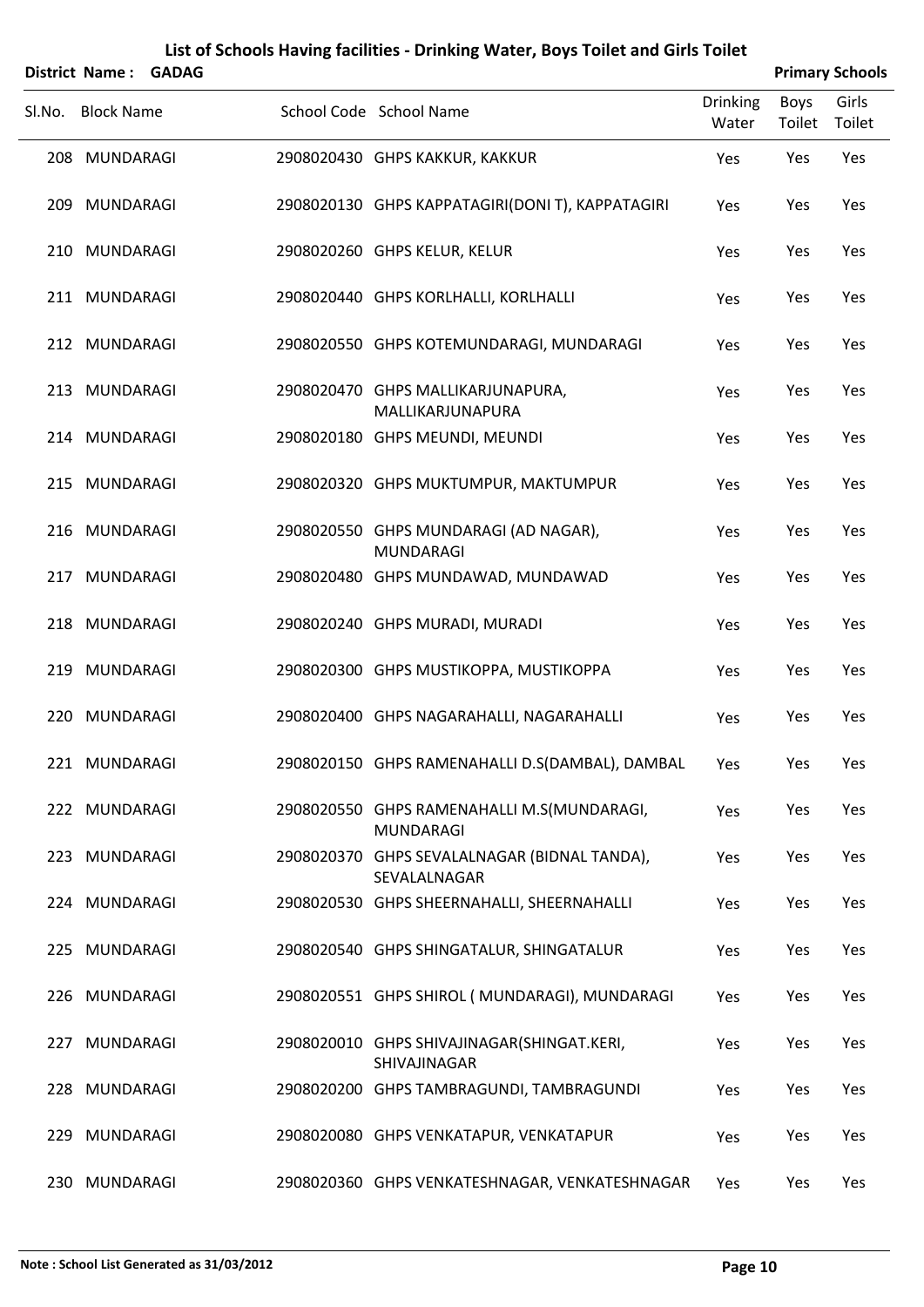# List of Schools Having facilities - Drinking Water, Boys Toilet and Girls Toilet

**District Name : GADAG** **Primary Schools**

| Sl.No. | Block Name | School Code | School Name | Drinking Water | Boys Toilet | Girls Toilet |
|---|---|---|---|---|---|---|
| 208 | MUNDARAGI | 2908020430 | GHPS KAKKUR, KAKKUR | Yes | Yes | Yes |
| 209 | MUNDARAGI | 2908020130 | GHPS KAPPATAGIRI(DONI T), KAPPATAGIRI | Yes | Yes | Yes |
| 210 | MUNDARAGI | 2908020260 | GHPS KELUR, KELUR | Yes | Yes | Yes |
| 211 | MUNDARAGI | 2908020440 | GHPS KORLHALLI, KORLHALLI | Yes | Yes | Yes |
| 212 | MUNDARAGI | 2908020550 | GHPS KOTEMUNDARAGI, MUNDARAGI | Yes | Yes | Yes |
| 213 | MUNDARAGI | 2908020470 | GHPS MALLIKARJUNAPURA, MALLIKARJUNAPURA | Yes | Yes | Yes |
| 214 | MUNDARAGI | 2908020180 | GHPS MEUNDI, MEUNDI | Yes | Yes | Yes |
| 215 | MUNDARAGI | 2908020320 | GHPS MUKTUMPUR, MAKTUMPUR | Yes | Yes | Yes |
| 216 | MUNDARAGI | 2908020550 | GHPS MUNDARAGI (AD NAGAR), MUNDARAGI | Yes | Yes | Yes |
| 217 | MUNDARAGI | 2908020480 | GHPS MUNDAWAD, MUNDAWAD | Yes | Yes | Yes |
| 218 | MUNDARAGI | 2908020240 | GHPS MURADI, MURADI | Yes | Yes | Yes |
| 219 | MUNDARAGI | 2908020300 | GHPS MUSTIKOPPA, MUSTIKOPPA | Yes | Yes | Yes |
| 220 | MUNDARAGI | 2908020400 | GHPS NAGARAHALLI, NAGARAHALLI | Yes | Yes | Yes |
| 221 | MUNDARAGI | 2908020150 | GHPS RAMENAHALLI D.S(DAMBAL), DAMBAL | Yes | Yes | Yes |
| 222 | MUNDARAGI | 2908020550 | GHPS RAMENAHALLI M.S(MUNDARAGI, MUNDARAGI | Yes | Yes | Yes |
| 223 | MUNDARAGI | 2908020370 | GHPS SEVALALNAGAR (BIDNAL TANDA), SEVALALNAGAR | Yes | Yes | Yes |
| 224 | MUNDARAGI | 2908020530 | GHPS SHEERNAHALLI, SHEERNAHALLI | Yes | Yes | Yes |
| 225 | MUNDARAGI | 2908020540 | GHPS SHINGATALUR, SHINGATALUR | Yes | Yes | Yes |
| 226 | MUNDARAGI | 2908020551 | GHPS SHIROL ( MUNDARAGI), MUNDARAGI | Yes | Yes | Yes |
| 227 | MUNDARAGI | 2908020010 | GHPS SHIVAJINAGAR(SHINGAT.KERI, SHIVAJINAGAR | Yes | Yes | Yes |
| 228 | MUNDARAGI | 2908020200 | GHPS TAMBRAGUNDI, TAMBRAGUNDI | Yes | Yes | Yes |
| 229 | MUNDARAGI | 2908020080 | GHPS VENKATAPUR, VENKATAPUR | Yes | Yes | Yes |
| 230 | MUNDARAGI | 2908020360 | GHPS VENKATESHNAGAR, VENKATESHNAGAR | Yes | Yes | Yes |

**Note : School List Generated as 31/03/2012**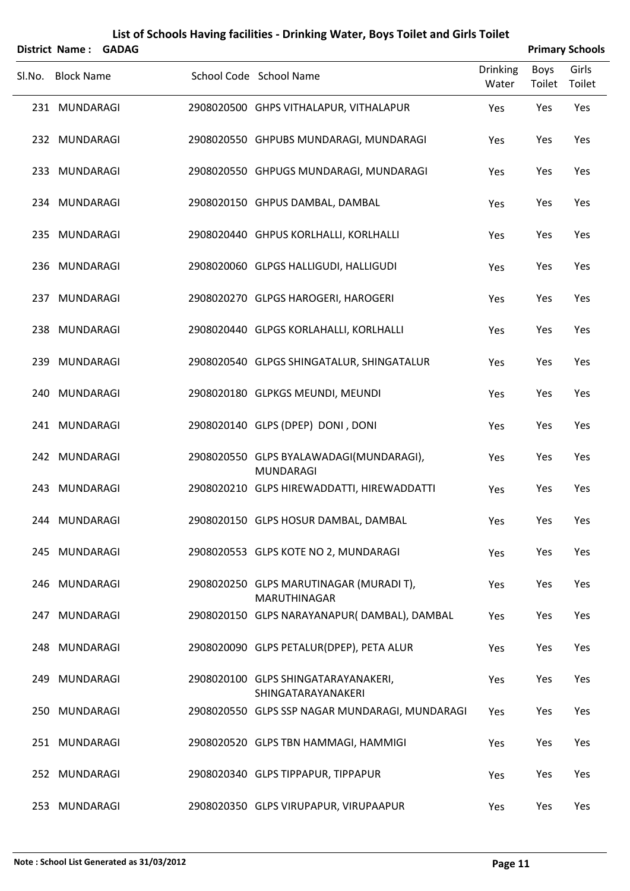# List of Schools Having facilities - Drinking Water, Boys Toilet and Girls Toilet

**District Name : GADAG** **Primary Schools**

| Sl.No. | Block Name | School Code | School Name | Drinking Water | Boys Toilet | Girls Toilet |
|---|---|---|---|---|---|---|
| 231 | MUNDARAGI | 2908020500 | GHPS VITHALAPUR, VITHALAPUR | Yes | Yes | Yes |
| 232 | MUNDARAGI | 2908020550 | GHPUBS MUNDARAGI, MUNDARAGI | Yes | Yes | Yes |
| 233 | MUNDARAGI | 2908020550 | GHPUGS MUNDARAGI, MUNDARAGI | Yes | Yes | Yes |
| 234 | MUNDARAGI | 2908020150 | GHPUS DAMBAL, DAMBAL | Yes | Yes | Yes |
| 235 | MUNDARAGI | 2908020440 | GHPUS KORLHALLI, KORLHALLI | Yes | Yes | Yes |
| 236 | MUNDARAGI | 2908020060 | GLPGS HALLIGUDI, HALLIGUDI | Yes | Yes | Yes |
| 237 | MUNDARAGI | 2908020270 | GLPGS HAROGERI, HAROGERI | Yes | Yes | Yes |
| 238 | MUNDARAGI | 2908020440 | GLPGS KORLAHALLI, KORLHALLI | Yes | Yes | Yes |
| 239 | MUNDARAGI | 2908020540 | GLPGS SHINGATALUR, SHINGATALUR | Yes | Yes | Yes |
| 240 | MUNDARAGI | 2908020180 | GLPKGS MEUNDI, MEUNDI | Yes | Yes | Yes |
| 241 | MUNDARAGI | 2908020140 | GLPS (DPEP) DONI , DONI | Yes | Yes | Yes |
| 242 | MUNDARAGI | 2908020550 | GLPS BYALAWADAGI(MUNDARAGI), MUNDARAGI | Yes | Yes | Yes |
| 243 | MUNDARAGI | 2908020210 | GLPS HIREWADDATTI, HIREWADDATTI | Yes | Yes | Yes |
| 244 | MUNDARAGI | 2908020150 | GLPS HOSUR DAMBAL, DAMBAL | Yes | Yes | Yes |
| 245 | MUNDARAGI | 2908020553 | GLPS KOTE NO 2, MUNDARAGI | Yes | Yes | Yes |
| 246 | MUNDARAGI | 2908020250 | GLPS MARUTINAGAR (MURADI T), MARUTHINAGAR | Yes | Yes | Yes |
| 247 | MUNDARAGI | 2908020150 | GLPS NARAYANAPUR( DAMBAL), DAMBAL | Yes | Yes | Yes |
| 248 | MUNDARAGI | 2908020090 | GLPS PETALUR(DPEP), PETA ALUR | Yes | Yes | Yes |
| 249 | MUNDARAGI | 2908020100 | GLPS SHINGATARAYANAKERI, SHINGATARAYANAKERI | Yes | Yes | Yes |
| 250 | MUNDARAGI | 2908020550 | GLPS SSP NAGAR MUNDARAGI, MUNDARAGI | Yes | Yes | Yes |
| 251 | MUNDARAGI | 2908020520 | GLPS TBN HAMMAGI, HAMMIGI | Yes | Yes | Yes |
| 252 | MUNDARAGI | 2908020340 | GLPS TIPPAPUR, TIPPAPUR | Yes | Yes | Yes |
| 253 | MUNDARAGI | 2908020350 | GLPS VIRUPAPUR, VIRUPAAPUR | Yes | Yes | Yes |

**Note : School List Generated as 31/03/2012**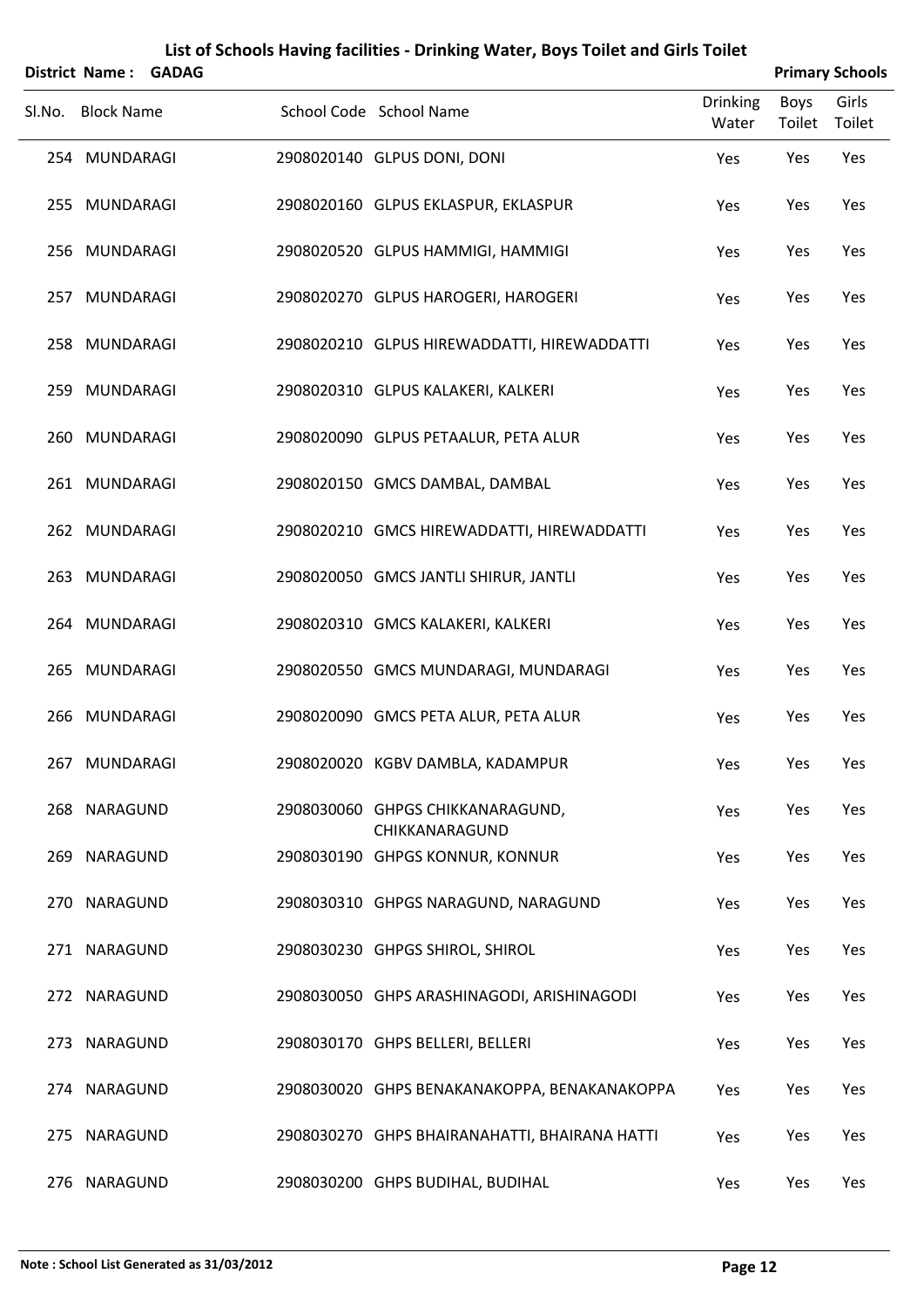# List of Schools Having facilities - Drinking Water, Boys Toilet and Girls Toilet

**District Name : GADAG** **Primary Schools**

| Sl.No. | Block Name | School Code | School Name | Drinking Water | Boys Toilet | Girls Toilet |
|---|---|---|---|---|---|---|
| 254 | MUNDARAGI | 2908020140 | GLPUS DONI, DONI | Yes | Yes | Yes |
| 255 | MUNDARAGI | 2908020160 | GLPUS EKLASPUR, EKLASPUR | Yes | Yes | Yes |
| 256 | MUNDARAGI | 2908020520 | GLPUS HAMMIGI, HAMMIGI | Yes | Yes | Yes |
| 257 | MUNDARAGI | 2908020270 | GLPUS HAROGERI, HAROGERI | Yes | Yes | Yes |
| 258 | MUNDARAGI | 2908020210 | GLPUS HIREWADDATTI, HIREWADDATTI | Yes | Yes | Yes |
| 259 | MUNDARAGI | 2908020310 | GLPUS KALAKERI, KALKERI | Yes | Yes | Yes |
| 260 | MUNDARAGI | 2908020090 | GLPUS PETAALUR, PETA ALUR | Yes | Yes | Yes |
| 261 | MUNDARAGI | 2908020150 | GMCS DAMBAL, DAMBAL | Yes | Yes | Yes |
| 262 | MUNDARAGI | 2908020210 | GMCS HIREWADDATTI, HIREWADDATTI | Yes | Yes | Yes |
| 263 | MUNDARAGI | 2908020050 | GMCS JANTLI SHIRUR, JANTLI | Yes | Yes | Yes |
| 264 | MUNDARAGI | 2908020310 | GMCS KALAKERI, KALKERI | Yes | Yes | Yes |
| 265 | MUNDARAGI | 2908020550 | GMCS MUNDARAGI, MUNDARAGI | Yes | Yes | Yes |
| 266 | MUNDARAGI | 2908020090 | GMCS PETA ALUR, PETA ALUR | Yes | Yes | Yes |
| 267 | MUNDARAGI | 2908020020 | KGBV DAMBLA, KADAMPUR | Yes | Yes | Yes |
| 268 | NARAGUND | 2908030060 | GHPGS CHIKKANARAGUND, CHIKKANARAGUND | Yes | Yes | Yes |
| 269 | NARAGUND | 2908030190 | GHPGS KONNUR, KONNUR | Yes | Yes | Yes |
| 270 | NARAGUND | 2908030310 | GHPGS NARAGUND, NARAGUND | Yes | Yes | Yes |
| 271 | NARAGUND | 2908030230 | GHPGS SHIROL, SHIROL | Yes | Yes | Yes |
| 272 | NARAGUND | 2908030050 | GHPS ARASHINAGODI, ARISHINAGODI | Yes | Yes | Yes |
| 273 | NARAGUND | 2908030170 | GHPS BELLERI, BELLERI | Yes | Yes | Yes |
| 274 | NARAGUND | 2908030020 | GHPS BENAKANAKOPPA, BENAKANAKOPPA | Yes | Yes | Yes |
| 275 | NARAGUND | 2908030270 | GHPS BHAIRANAHATTI, BHAIRANA HATTI | Yes | Yes | Yes |
| 276 | NARAGUND | 2908030200 | GHPS BUDIHAL, BUDIHAL | Yes | Yes | Yes |

**Note : School List Generated as 31/03/2012**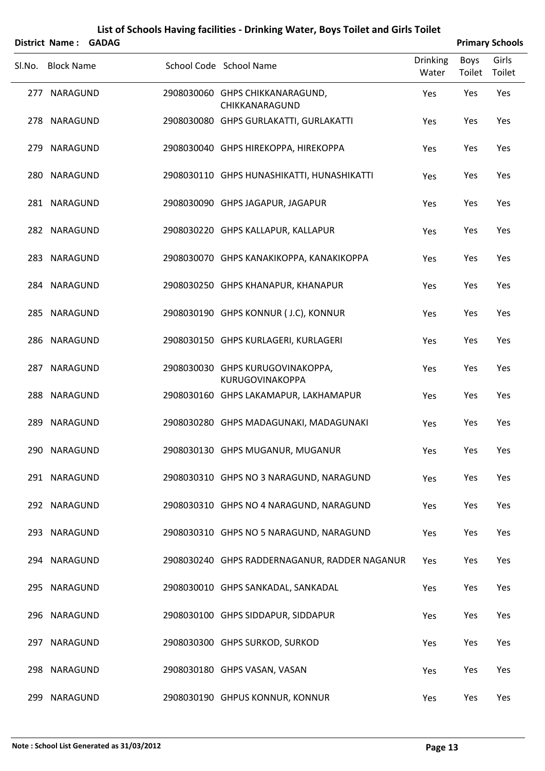## List of Schools Having facilities - Drinking Water, Boys Toilet and Girls Toilet

**District Name : GADAG** **Primary Schools**

| Sl.No. | Block Name | School Code | School Name | Drinking Water | Boys Toilet | Girls Toilet |
|---|---|---|---|---|---|---|
| 277 | NARAGUND | 2908030060 | GHPS CHIKKANARAGUND, CHIKKANARAGUND | Yes | Yes | Yes |
| 278 | NARAGUND | 2908030080 | GHPS GURLAKATTI, GURLAKATTI | Yes | Yes | Yes |
| 279 | NARAGUND | 2908030040 | GHPS HIREKOPPA, HIREKOPPA | Yes | Yes | Yes |
| 280 | NARAGUND | 2908030110 | GHPS HUNASHIKATTI, HUNASHIKATTI | Yes | Yes | Yes |
| 281 | NARAGUND | 2908030090 | GHPS JAGAPUR, JAGAPUR | Yes | Yes | Yes |
| 282 | NARAGUND | 2908030220 | GHPS KALLAPUR, KALLAPUR | Yes | Yes | Yes |
| 283 | NARAGUND | 2908030070 | GHPS KANAKIKOPPA, KANAKIKOPPA | Yes | Yes | Yes |
| 284 | NARAGUND | 2908030250 | GHPS KHANAPUR, KHANAPUR | Yes | Yes | Yes |
| 285 | NARAGUND | 2908030190 | GHPS KONNUR ( J.C), KONNUR | Yes | Yes | Yes |
| 286 | NARAGUND | 2908030150 | GHPS KURLAGERI, KURLAGERI | Yes | Yes | Yes |
| 287 | NARAGUND | 2908030030 | GHPS KURUGOVINAKOPPA, KURUGOVINAKOPPA | Yes | Yes | Yes |
| 288 | NARAGUND | 2908030160 | GHPS LAKAMAPUR, LAKHAMAPUR | Yes | Yes | Yes |
| 289 | NARAGUND | 2908030280 | GHPS MADAGUNAKI, MADAGUNAKI | Yes | Yes | Yes |
| 290 | NARAGUND | 2908030130 | GHPS MUGANUR, MUGANUR | Yes | Yes | Yes |
| 291 | NARAGUND | 2908030310 | GHPS NO 3 NARAGUND, NARAGUND | Yes | Yes | Yes |
| 292 | NARAGUND | 2908030310 | GHPS NO 4 NARAGUND, NARAGUND | Yes | Yes | Yes |
| 293 | NARAGUND | 2908030310 | GHPS NO 5 NARAGUND, NARAGUND | Yes | Yes | Yes |
| 294 | NARAGUND | 2908030240 | GHPS RADDERNAGANUR, RADDER NAGANUR | Yes | Yes | Yes |
| 295 | NARAGUND | 2908030010 | GHPS SANKADAL, SANKADAL | Yes | Yes | Yes |
| 296 | NARAGUND | 2908030100 | GHPS SIDDAPUR, SIDDAPUR | Yes | Yes | Yes |
| 297 | NARAGUND | 2908030300 | GHPS SURKOD, SURKOD | Yes | Yes | Yes |
| 298 | NARAGUND | 2908030180 | GHPS VASAN, VASAN | Yes | Yes | Yes |
| 299 | NARAGUND | 2908030190 | GHPUS KONNUR, KONNUR | Yes | Yes | Yes |

**Note : School List Generated as 31/03/2012**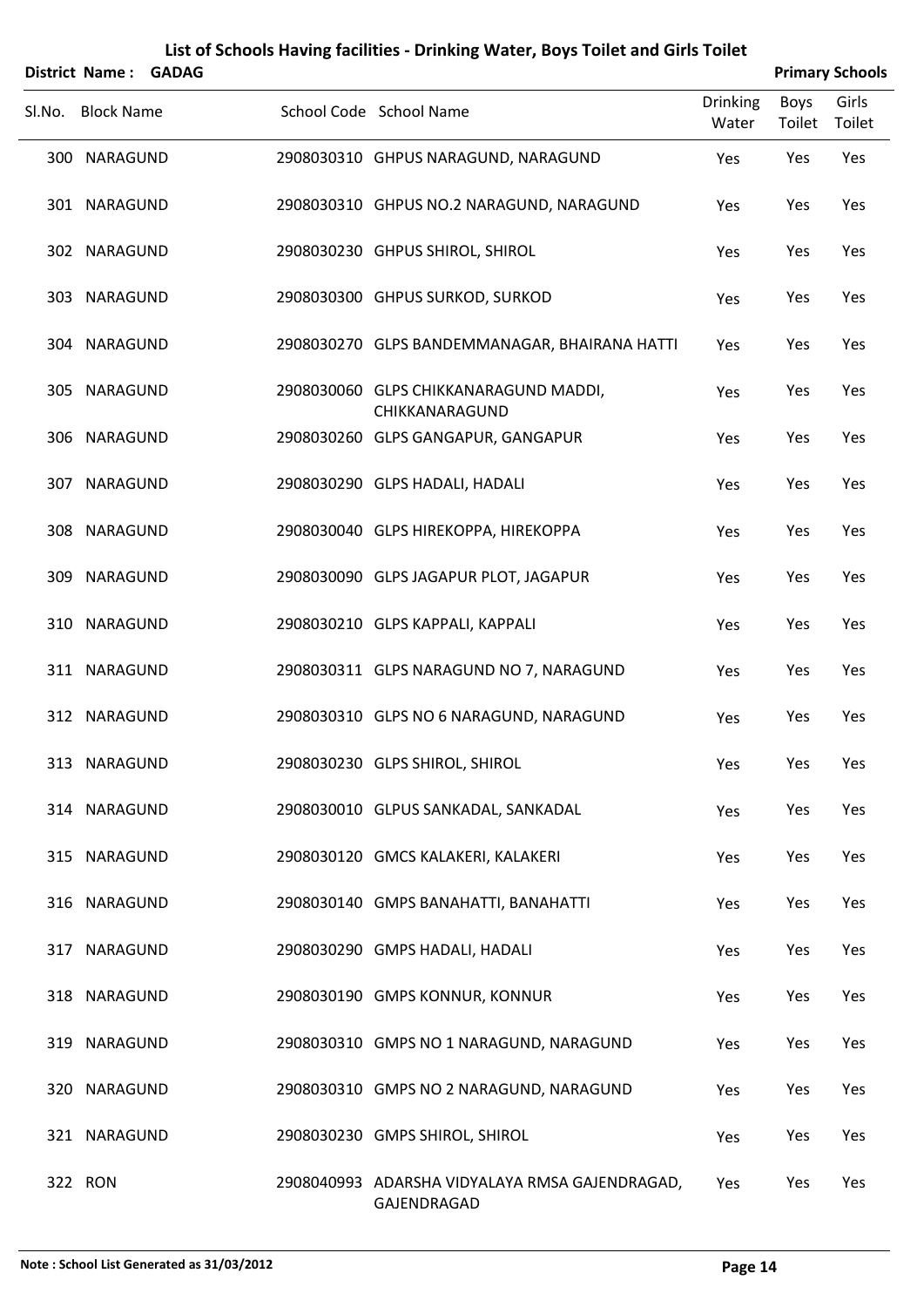# List of Schools Having facilities - Drinking Water, Boys Toilet and Girls Toilet

**District Name : GADAG** **Primary Schools**

| Sl.No. | Block Name | School Code | School Name | Drinking Water | Boys Toilet | Girls Toilet |
|---|---|---|---|---|---|---|
| 300 | NARAGUND | 2908030310 | GHPUS NARAGUND, NARAGUND | Yes | Yes | Yes |
| 301 | NARAGUND | 2908030310 | GHPUS NO.2 NARAGUND, NARAGUND | Yes | Yes | Yes |
| 302 | NARAGUND | 2908030230 | GHPUS SHIROL, SHIROL | Yes | Yes | Yes |
| 303 | NARAGUND | 2908030300 | GHPUS SURKOD, SURKOD | Yes | Yes | Yes |
| 304 | NARAGUND | 2908030270 | GLPS BANDEMMANAGAR, BHAIRANA HATTI | Yes | Yes | Yes |
| 305 | NARAGUND | 2908030060 | GLPS CHIKKANARAGUND MADDI, CHIKKANARAGUND | Yes | Yes | Yes |
| 306 | NARAGUND | 2908030260 | GLPS GANGAPUR, GANGAPUR | Yes | Yes | Yes |
| 307 | NARAGUND | 2908030290 | GLPS HADALI, HADALI | Yes | Yes | Yes |
| 308 | NARAGUND | 2908030040 | GLPS HIREKOPPA, HIREKOPPA | Yes | Yes | Yes |
| 309 | NARAGUND | 2908030090 | GLPS JAGAPUR PLOT, JAGAPUR | Yes | Yes | Yes |
| 310 | NARAGUND | 2908030210 | GLPS KAPPALI, KAPPALI | Yes | Yes | Yes |
| 311 | NARAGUND | 2908030311 | GLPS NARAGUND NO 7, NARAGUND | Yes | Yes | Yes |
| 312 | NARAGUND | 2908030310 | GLPS NO 6 NARAGUND, NARAGUND | Yes | Yes | Yes |
| 313 | NARAGUND | 2908030230 | GLPS SHIROL, SHIROL | Yes | Yes | Yes |
| 314 | NARAGUND | 2908030010 | GLPUS SANKADAL, SANKADAL | Yes | Yes | Yes |
| 315 | NARAGUND | 2908030120 | GMCS KALAKERI, KALAKERI | Yes | Yes | Yes |
| 316 | NARAGUND | 2908030140 | GMPS BANAHATTI, BANAHATTI | Yes | Yes | Yes |
| 317 | NARAGUND | 2908030290 | GMPS HADALI, HADALI | Yes | Yes | Yes |
| 318 | NARAGUND | 2908030190 | GMPS KONNUR, KONNUR | Yes | Yes | Yes |
| 319 | NARAGUND | 2908030310 | GMPS NO 1 NARAGUND, NARAGUND | Yes | Yes | Yes |
| 320 | NARAGUND | 2908030310 | GMPS NO 2 NARAGUND, NARAGUND | Yes | Yes | Yes |
| 321 | NARAGUND | 2908030230 | GMPS SHIROL, SHIROL | Yes | Yes | Yes |
| 322 | RON | 2908040993 | ADARSHA VIDYALAYA RMSA GAJENDRAGAD, GAJENDRAGAD | Yes | Yes | Yes |

**Note : School List Generated as 31/03/2012**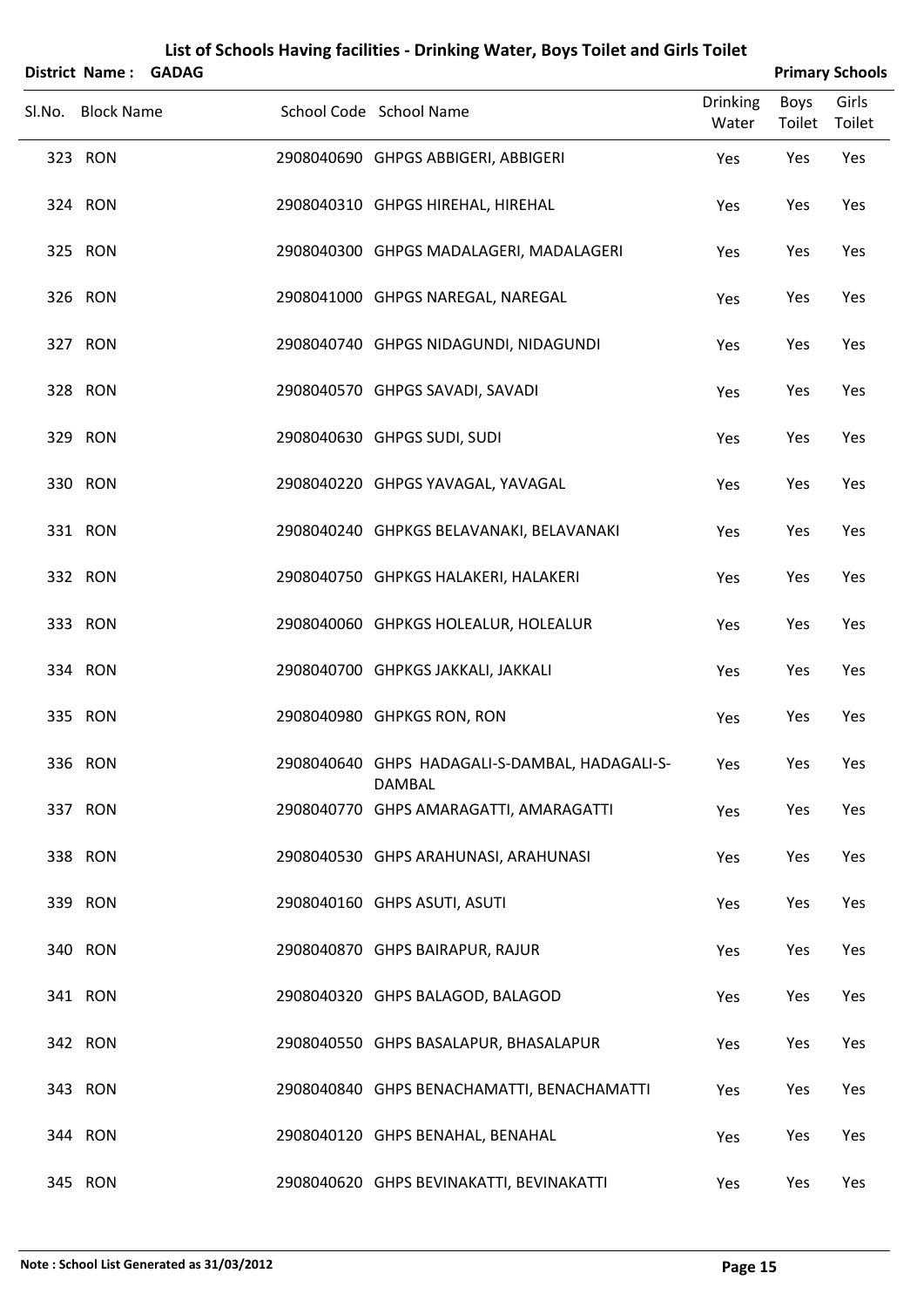# List of Schools Having facilities - Drinking Water, Boys Toilet and Girls Toilet

**District Name : GADAG** **Primary Schools**

| Sl.No. | Block Name | School Code | School Name | Drinking Water | Boys Toilet | Girls Toilet |
|---|---|---|---|---|---|---|
| 323 | RON | 2908040690 | GHPGS ABBIGERI, ABBIGERI | Yes | Yes | Yes |
| 324 | RON | 2908040310 | GHPGS HIREHAL, HIREHAL | Yes | Yes | Yes |
| 325 | RON | 2908040300 | GHPGS MADALAGERI, MADALAGERI | Yes | Yes | Yes |
| 326 | RON | 2908041000 | GHPGS NAREGAL, NAREGAL | Yes | Yes | Yes |
| 327 | RON | 2908040740 | GHPGS NIDAGUNDI, NIDAGUNDI | Yes | Yes | Yes |
| 328 | RON | 2908040570 | GHPGS SAVADI, SAVADI | Yes | Yes | Yes |
| 329 | RON | 2908040630 | GHPGS SUDI, SUDI | Yes | Yes | Yes |
| 330 | RON | 2908040220 | GHPGS YAVAGAL, YAVAGAL | Yes | Yes | Yes |
| 331 | RON | 2908040240 | GHPKGS BELAVANAKI, BELAVANAKI | Yes | Yes | Yes |
| 332 | RON | 2908040750 | GHPKGS HALAKERI, HALAKERI | Yes | Yes | Yes |
| 333 | RON | 2908040060 | GHPKGS HOLEALUR, HOLEALUR | Yes | Yes | Yes |
| 334 | RON | 2908040700 | GHPKGS JAKKALI, JAKKALI | Yes | Yes | Yes |
| 335 | RON | 2908040980 | GHPKGS RON, RON | Yes | Yes | Yes |
| 336 | RON | 2908040640 | GHPS HADAGALI-S-DAMBAL, HADAGALI-S-DAMBAL | Yes | Yes | Yes |
| 337 | RON | 2908040770 | GHPS AMARAGATTI, AMARAGATTI | Yes | Yes | Yes |
| 338 | RON | 2908040530 | GHPS ARAHUNASI, ARAHUNASI | Yes | Yes | Yes |
| 339 | RON | 2908040160 | GHPS ASUTI, ASUTI | Yes | Yes | Yes |
| 340 | RON | 2908040870 | GHPS BAIRAPUR, RAJUR | Yes | Yes | Yes |
| 341 | RON | 2908040320 | GHPS BALAGOD, BALAGOD | Yes | Yes | Yes |
| 342 | RON | 2908040550 | GHPS BASALAPUR, BHASALAPUR | Yes | Yes | Yes |
| 343 | RON | 2908040840 | GHPS BENACHAMATTI, BENACHAMATTI | Yes | Yes | Yes |
| 344 | RON | 2908040120 | GHPS BENAHAL, BENAHAL | Yes | Yes | Yes |
| 345 | RON | 2908040620 | GHPS BEVINAKATTI, BEVINAKATTI | Yes | Yes | Yes |

**Note : School List Generated as 31/03/2012**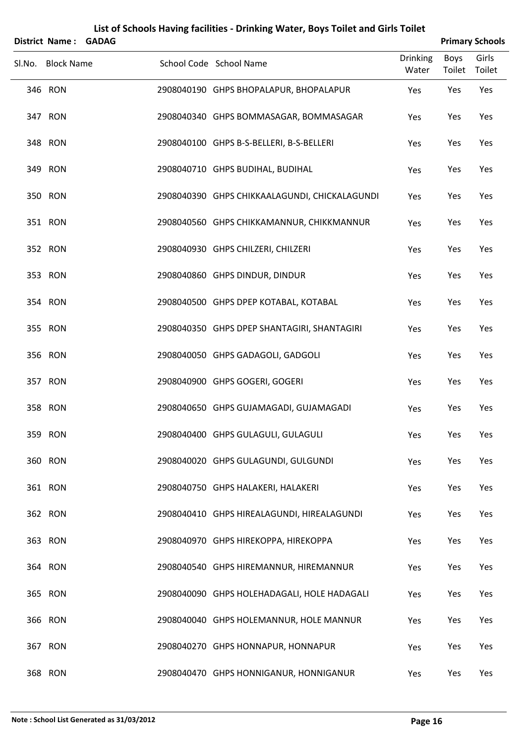# List of Schools Having facilities - Drinking Water, Boys Toilet and Girls Toilet

**District Name : GADAG** **Primary Schools**

| Sl.No. | Block Name | School Code | School Name | Drinking Water | Boys Toilet | Girls Toilet |
|---|---|---|---|---|---|---|
| 346 | RON | 2908040190 | GHPS BHOPALAPUR, BHOPALAPUR | Yes | Yes | Yes |
| 347 | RON | 2908040340 | GHPS BOMMASAGAR, BOMMASAGAR | Yes | Yes | Yes |
| 348 | RON | 2908040100 | GHPS B-S-BELLERI, B-S-BELLERI | Yes | Yes | Yes |
| 349 | RON | 2908040710 | GHPS BUDIHAL, BUDIHAL | Yes | Yes | Yes |
| 350 | RON | 2908040390 | GHPS CHIKKAALAGUNDI, CHICKALAGUNDI | Yes | Yes | Yes |
| 351 | RON | 2908040560 | GHPS CHIKKAMANNUR, CHIKKMANNUR | Yes | Yes | Yes |
| 352 | RON | 2908040930 | GHPS CHILZERI, CHILZERI | Yes | Yes | Yes |
| 353 | RON | 2908040860 | GHPS DINDUR, DINDUR | Yes | Yes | Yes |
| 354 | RON | 2908040500 | GHPS DPEP KOTABAL, KOTABAL | Yes | Yes | Yes |
| 355 | RON | 2908040350 | GHPS DPEP SHANTAGIRI, SHANTAGIRI | Yes | Yes | Yes |
| 356 | RON | 2908040050 | GHPS GADAGOLI, GADGOLI | Yes | Yes | Yes |
| 357 | RON | 2908040900 | GHPS GOGERI, GOGERI | Yes | Yes | Yes |
| 358 | RON | 2908040650 | GHPS GUJAMAGADI, GUJAMAGADI | Yes | Yes | Yes |
| 359 | RON | 2908040400 | GHPS GULAGULI, GULAGULI | Yes | Yes | Yes |
| 360 | RON | 2908040020 | GHPS GULAGUNDI, GULGUNDI | Yes | Yes | Yes |
| 361 | RON | 2908040750 | GHPS HALAKERI, HALAKERI | Yes | Yes | Yes |
| 362 | RON | 2908040410 | GHPS HIREALAGUNDI, HIREALAGUNDI | Yes | Yes | Yes |
| 363 | RON | 2908040970 | GHPS HIREKOPPA, HIREKOPPA | Yes | Yes | Yes |
| 364 | RON | 2908040540 | GHPS HIREMANNUR, HIREMANNUR | Yes | Yes | Yes |
| 365 | RON | 2908040090 | GHPS HOLEHADAGALI, HOLE HADAGALI | Yes | Yes | Yes |
| 366 | RON | 2908040040 | GHPS HOLEMANNUR, HOLE MANNUR | Yes | Yes | Yes |
| 367 | RON | 2908040270 | GHPS HONNAPUR, HONNAPUR | Yes | Yes | Yes |
| 368 | RON | 2908040470 | GHPS HONNIGANUR, HONNIGANUR | Yes | Yes | Yes |

**Note : School List Generated as 31/03/2012**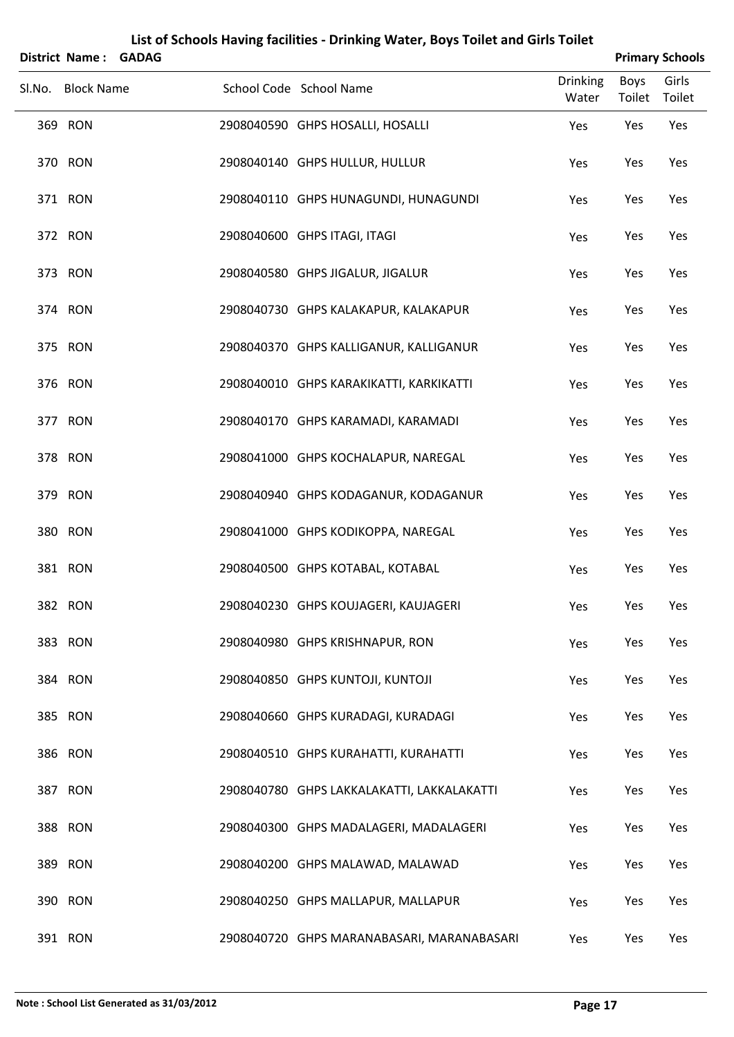# List of Schools Having facilities - Drinking Water, Boys Toilet and Girls Toilet

**District Name : GADAG** | **Primary Schools**

| Sl.No. | Block Name | School Code | School Name | Drinking Water | Boys Toilet | Girls Toilet |
|---|---|---|---|---|---|---|
| 369 | RON | 2908040590 | GHPS HOSALLI, HOSALLI | Yes | Yes | Yes |
| 370 | RON | 2908040140 | GHPS HULLUR, HULLUR | Yes | Yes | Yes |
| 371 | RON | 2908040110 | GHPS HUNAGUNDI, HUNAGUNDI | Yes | Yes | Yes |
| 372 | RON | 2908040600 | GHPS ITAGI, ITAGI | Yes | Yes | Yes |
| 373 | RON | 2908040580 | GHPS JIGALUR, JIGALUR | Yes | Yes | Yes |
| 374 | RON | 2908040730 | GHPS KALAKAPUR, KALAKAPUR | Yes | Yes | Yes |
| 375 | RON | 2908040370 | GHPS KALLIGANUR, KALLIGANUR | Yes | Yes | Yes |
| 376 | RON | 2908040010 | GHPS KARAKIKATTI, KARKIKATTI | Yes | Yes | Yes |
| 377 | RON | 2908040170 | GHPS KARAMADI, KARAMADI | Yes | Yes | Yes |
| 378 | RON | 2908041000 | GHPS KOCHALAPUR, NAREGAL | Yes | Yes | Yes |
| 379 | RON | 2908040940 | GHPS KODAGANUR, KODAGANUR | Yes | Yes | Yes |
| 380 | RON | 2908041000 | GHPS KODIKOPPA, NAREGAL | Yes | Yes | Yes |
| 381 | RON | 2908040500 | GHPS KOTABAL, KOTABAL | Yes | Yes | Yes |
| 382 | RON | 2908040230 | GHPS KOUJAGERI, KAUJAGERI | Yes | Yes | Yes |
| 383 | RON | 2908040980 | GHPS KRISHNAPUR, RON | Yes | Yes | Yes |
| 384 | RON | 2908040850 | GHPS KUNTOJI, KUNTOJI | Yes | Yes | Yes |
| 385 | RON | 2908040660 | GHPS KURADAGI, KURADAGI | Yes | Yes | Yes |
| 386 | RON | 2908040510 | GHPS KURAHATTI, KURAHATTI | Yes | Yes | Yes |
| 387 | RON | 2908040780 | GHPS LAKKALAKATTI, LAKKALAKATTI | Yes | Yes | Yes |
| 388 | RON | 2908040300 | GHPS MADALAGERI, MADALAGERI | Yes | Yes | Yes |
| 389 | RON | 2908040200 | GHPS MALAWAD, MALAWAD | Yes | Yes | Yes |
| 390 | RON | 2908040250 | GHPS MALLAPUR, MALLAPUR | Yes | Yes | Yes |
| 391 | RON | 2908040720 | GHPS MARANABASARI, MARANABASARI | Yes | Yes | Yes |

**Note : School List Generated as 31/03/2012**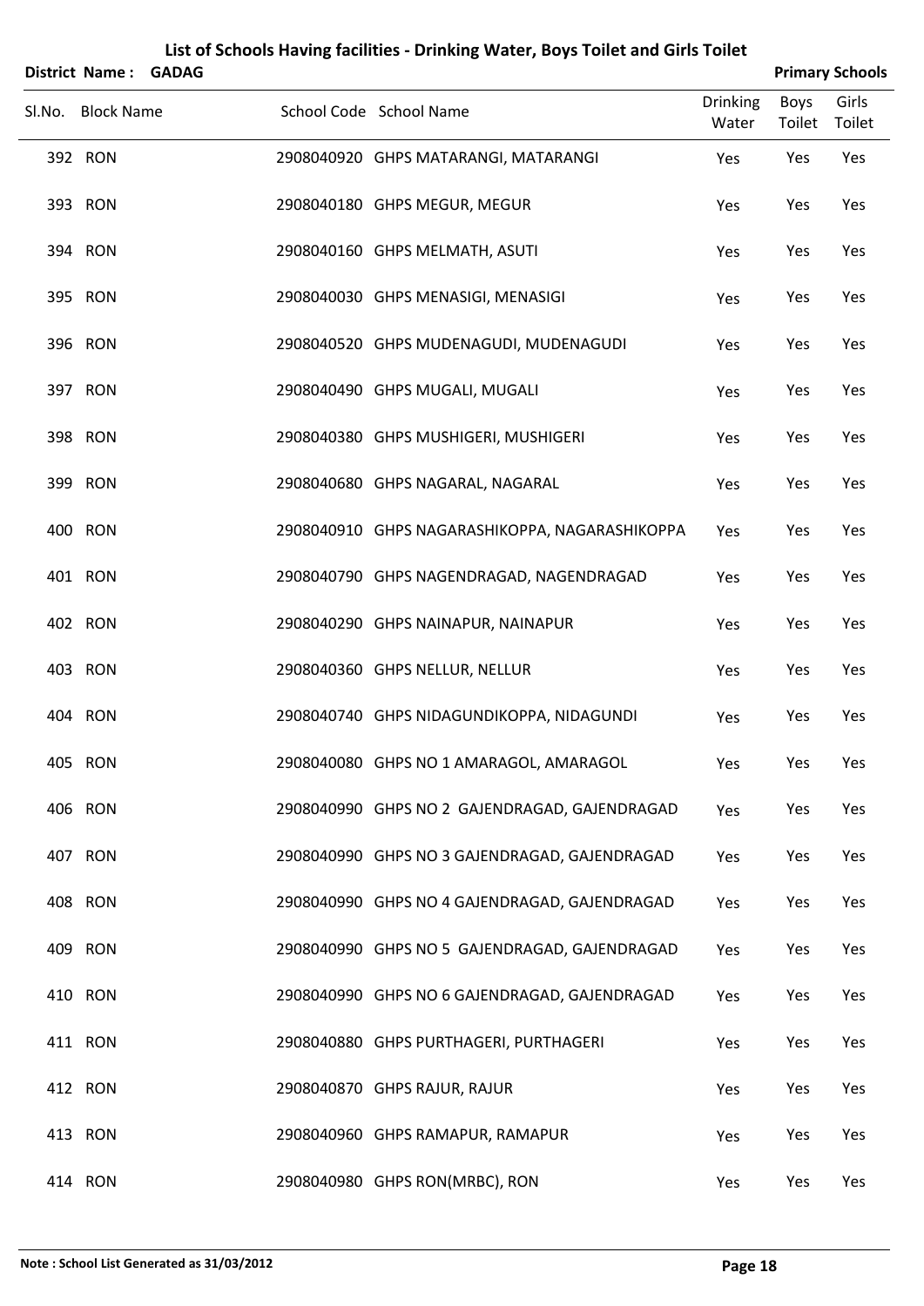# List of Schools Having facilities - Drinking Water, Boys Toilet and Girls Toilet

**District Name : GADAG** **Primary Schools**

| Sl.No. | Block Name | School Code | School Name | Drinking Water | Boys Toilet | Girls Toilet |
|---|---|---|---|---|---|---|
| 392 | RON | 2908040920 | GHPS MATARANGI, MATARANGI | Yes | Yes | Yes |
| 393 | RON | 2908040180 | GHPS MEGUR, MEGUR | Yes | Yes | Yes |
| 394 | RON | 2908040160 | GHPS MELMATH, ASUTI | Yes | Yes | Yes |
| 395 | RON | 2908040030 | GHPS MENASIGI, MENASIGI | Yes | Yes | Yes |
| 396 | RON | 2908040520 | GHPS MUDENAGUDI, MUDENAGUDI | Yes | Yes | Yes |
| 397 | RON | 2908040490 | GHPS MUGALI, MUGALI | Yes | Yes | Yes |
| 398 | RON | 2908040380 | GHPS MUSHIGERI, MUSHIGERI | Yes | Yes | Yes |
| 399 | RON | 2908040680 | GHPS NAGARAL, NAGARAL | Yes | Yes | Yes |
| 400 | RON | 2908040910 | GHPS NAGARASHIKOPPA, NAGARASHIKOPPA | Yes | Yes | Yes |
| 401 | RON | 2908040790 | GHPS NAGENDRAGAD, NAGENDRAGAD | Yes | Yes | Yes |
| 402 | RON | 2908040290 | GHPS NAINAPUR, NAINAPUR | Yes | Yes | Yes |
| 403 | RON | 2908040360 | GHPS NELLUR, NELLUR | Yes | Yes | Yes |
| 404 | RON | 2908040740 | GHPS NIDAGUNDIKOPPA, NIDAGUNDI | Yes | Yes | Yes |
| 405 | RON | 2908040080 | GHPS NO 1 AMARAGOL, AMARAGOL | Yes | Yes | Yes |
| 406 | RON | 2908040990 | GHPS NO 2 GAJENDRAGAD, GAJENDRAGAD | Yes | Yes | Yes |
| 407 | RON | 2908040990 | GHPS NO 3 GAJENDRAGAD, GAJENDRAGAD | Yes | Yes | Yes |
| 408 | RON | 2908040990 | GHPS NO 4 GAJENDRAGAD, GAJENDRAGAD | Yes | Yes | Yes |
| 409 | RON | 2908040990 | GHPS NO 5 GAJENDRAGAD, GAJENDRAGAD | Yes | Yes | Yes |
| 410 | RON | 2908040990 | GHPS NO 6 GAJENDRAGAD, GAJENDRAGAD | Yes | Yes | Yes |
| 411 | RON | 2908040880 | GHPS PURTHAGERI, PURTHAGERI | Yes | Yes | Yes |
| 412 | RON | 2908040870 | GHPS RAJUR, RAJUR | Yes | Yes | Yes |
| 413 | RON | 2908040960 | GHPS RAMAPUR, RAMAPUR | Yes | Yes | Yes |
| 414 | RON | 2908040980 | GHPS RON(MRBC), RON | Yes | Yes | Yes |

**Note : School List Generated as 31/03/2012**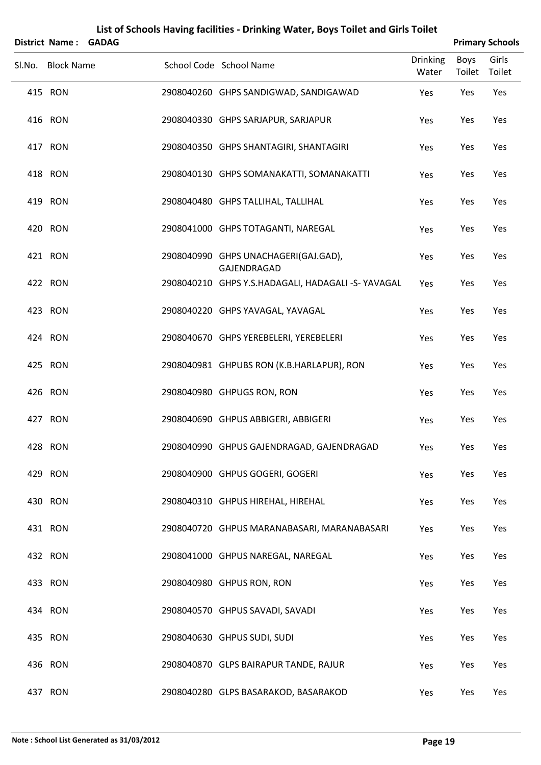# List of Schools Having facilities - Drinking Water, Boys Toilet and Girls Toilet

**District Name : GADAG** **Primary Schools**

| Sl.No. | Block Name | School Code | School Name | Drinking Water | Boys Toilet | Girls Toilet |
|---|---|---|---|---|---|---|
| 415 | RON | 2908040260 | GHPS SANDIGWAD, SANDIGAWAD | Yes | Yes | Yes |
| 416 | RON | 2908040330 | GHPS SARJAPUR, SARJAPUR | Yes | Yes | Yes |
| 417 | RON | 2908040350 | GHPS SHANTAGIRI, SHANTAGIRI | Yes | Yes | Yes |
| 418 | RON | 2908040130 | GHPS SOMANAKATTI, SOMANAKATTI | Yes | Yes | Yes |
| 419 | RON | 2908040480 | GHPS TALLIHAL, TALLIHAL | Yes | Yes | Yes |
| 420 | RON | 2908041000 | GHPS TOTAGANTI, NAREGAL | Yes | Yes | Yes |
| 421 | RON | 2908040990 | GHPS UNACHAGERI(GAJ.GAD), GAJENDRAGAD | Yes | Yes | Yes |
| 422 | RON | 2908040210 | GHPS Y.S.HADAGALI, HADAGALI -S- YAVAGAL | Yes | Yes | Yes |
| 423 | RON | 2908040220 | GHPS YAVAGAL, YAVAGAL | Yes | Yes | Yes |
| 424 | RON | 2908040670 | GHPS YEREBELERI, YEREBELERI | Yes | Yes | Yes |
| 425 | RON | 2908040981 | GHPUBS RON (K.B.HARLAPUR), RON | Yes | Yes | Yes |
| 426 | RON | 2908040980 | GHPUGS RON, RON | Yes | Yes | Yes |
| 427 | RON | 2908040690 | GHPUS ABBIGERI, ABBIGERI | Yes | Yes | Yes |
| 428 | RON | 2908040990 | GHPUS GAJENDRAGAD, GAJENDRAGAD | Yes | Yes | Yes |
| 429 | RON | 2908040900 | GHPUS GOGERI, GOGERI | Yes | Yes | Yes |
| 430 | RON | 2908040310 | GHPUS HIREHAL, HIREHAL | Yes | Yes | Yes |
| 431 | RON | 2908040720 | GHPUS MARANABASARI, MARANABASARI | Yes | Yes | Yes |
| 432 | RON | 2908041000 | GHPUS NAREGAL, NAREGAL | Yes | Yes | Yes |
| 433 | RON | 2908040980 | GHPUS RON, RON | Yes | Yes | Yes |
| 434 | RON | 2908040570 | GHPUS SAVADI, SAVADI | Yes | Yes | Yes |
| 435 | RON | 2908040630 | GHPUS SUDI, SUDI | Yes | Yes | Yes |
| 436 | RON | 2908040870 | GLPS BAIRAPUR TANDE, RAJUR | Yes | Yes | Yes |
| 437 | RON | 2908040280 | GLPS BASARAKOD, BASARAKOD | Yes | Yes | Yes |

**Note : School List Generated as 31/03/2012**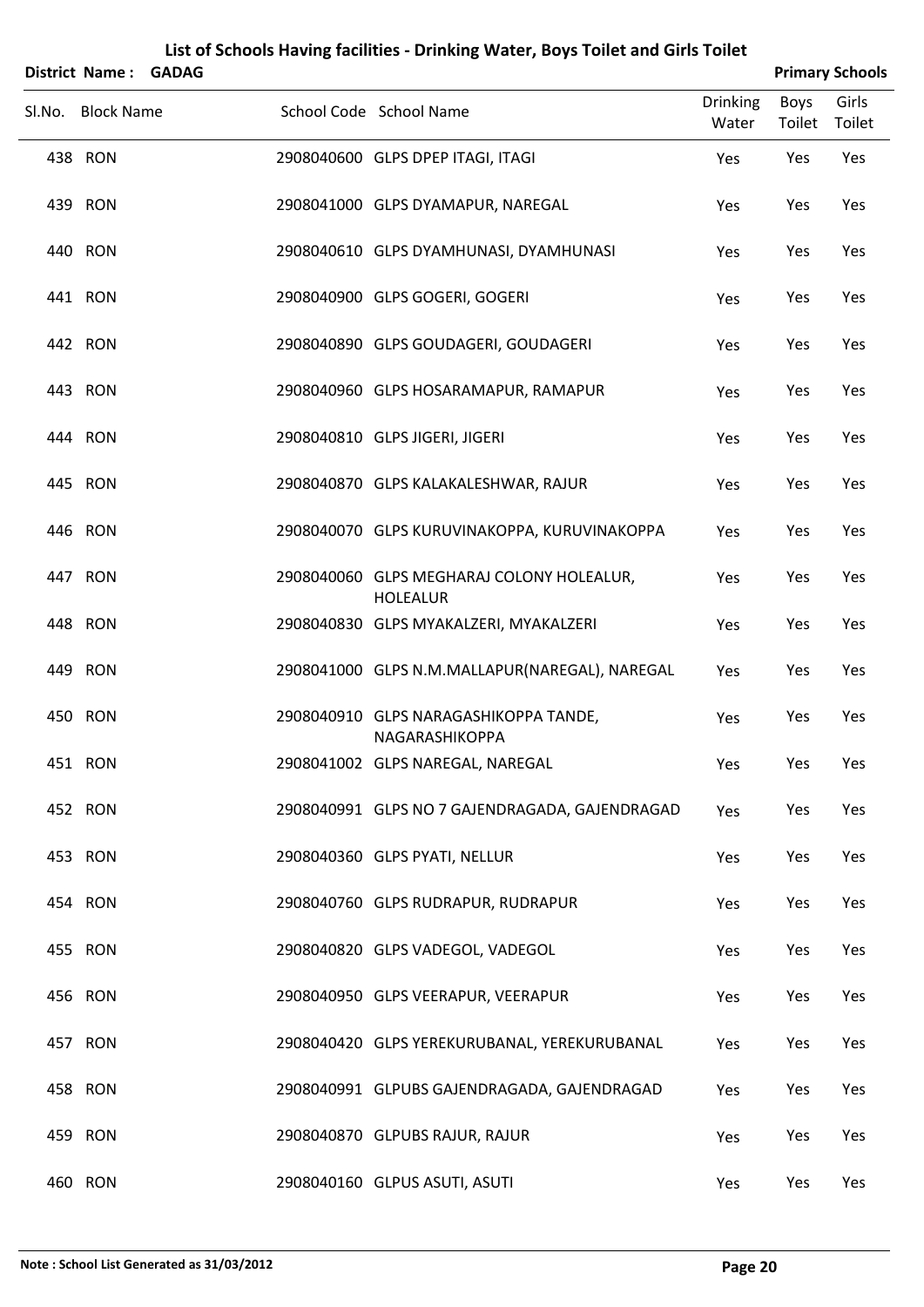# List of Schools Having facilities - Drinking Water, Boys Toilet and Girls Toilet

**District Name : GADAG** | **Primary Schools**

| Sl.No. | Block Name | School Code | School Name | Drinking Water | Boys Toilet | Girls Toilet |
|---|---|---|---|---|---|---|
| 438 | RON | 2908040600 | GLPS DPEP ITAGI, ITAGI | Yes | Yes | Yes |
| 439 | RON | 2908041000 | GLPS DYAMAPUR, NAREGAL | Yes | Yes | Yes |
| 440 | RON | 2908040610 | GLPS DYAMHUNASI, DYAMHUNASI | Yes | Yes | Yes |
| 441 | RON | 2908040900 | GLPS GOGERI, GOGERI | Yes | Yes | Yes |
| 442 | RON | 2908040890 | GLPS GOUDAGERI, GOUDAGERI | Yes | Yes | Yes |
| 443 | RON | 2908040960 | GLPS HOSARAMAPUR, RAMAPUR | Yes | Yes | Yes |
| 444 | RON | 2908040810 | GLPS JIGERI, JIGERI | Yes | Yes | Yes |
| 445 | RON | 2908040870 | GLPS KALAKALESHWAR, RAJUR | Yes | Yes | Yes |
| 446 | RON | 2908040070 | GLPS KURUVINAKOPPA, KURUVINAKOPPA | Yes | Yes | Yes |
| 447 | RON | 2908040060 | GLPS MEGHARAJ COLONY HOLEALUR, HOLEALUR | Yes | Yes | Yes |
| 448 | RON | 2908040830 | GLPS MYAKALZERI, MYAKALZERI | Yes | Yes | Yes |
| 449 | RON | 2908041000 | GLPS N.M.MALLAPUR(NAREGAL), NAREGAL | Yes | Yes | Yes |
| 450 | RON | 2908040910 | GLPS NARAGASHIKOPPA TANDE, NAGARASHIKOPPA | Yes | Yes | Yes |
| 451 | RON | 2908041002 | GLPS NAREGAL, NAREGAL | Yes | Yes | Yes |
| 452 | RON | 2908040991 | GLPS NO 7 GAJENDRAGADA, GAJENDRAGAD | Yes | Yes | Yes |
| 453 | RON | 2908040360 | GLPS PYATI, NELLUR | Yes | Yes | Yes |
| 454 | RON | 2908040760 | GLPS RUDRAPUR, RUDRAPUR | Yes | Yes | Yes |
| 455 | RON | 2908040820 | GLPS VADEGOL, VADEGOL | Yes | Yes | Yes |
| 456 | RON | 2908040950 | GLPS VEERAPUR, VEERAPUR | Yes | Yes | Yes |
| 457 | RON | 2908040420 | GLPS YEREKURUBANAL, YEREKURUBANAL | Yes | Yes | Yes |
| 458 | RON | 2908040991 | GLPUBS GAJENDRAGADA, GAJENDRAGAD | Yes | Yes | Yes |
| 459 | RON | 2908040870 | GLPUBS RAJUR, RAJUR | Yes | Yes | Yes |
| 460 | RON | 2908040160 | GLPUS ASUTI, ASUTI | Yes | Yes | Yes |

**Note : School List Generated as 31/03/2012**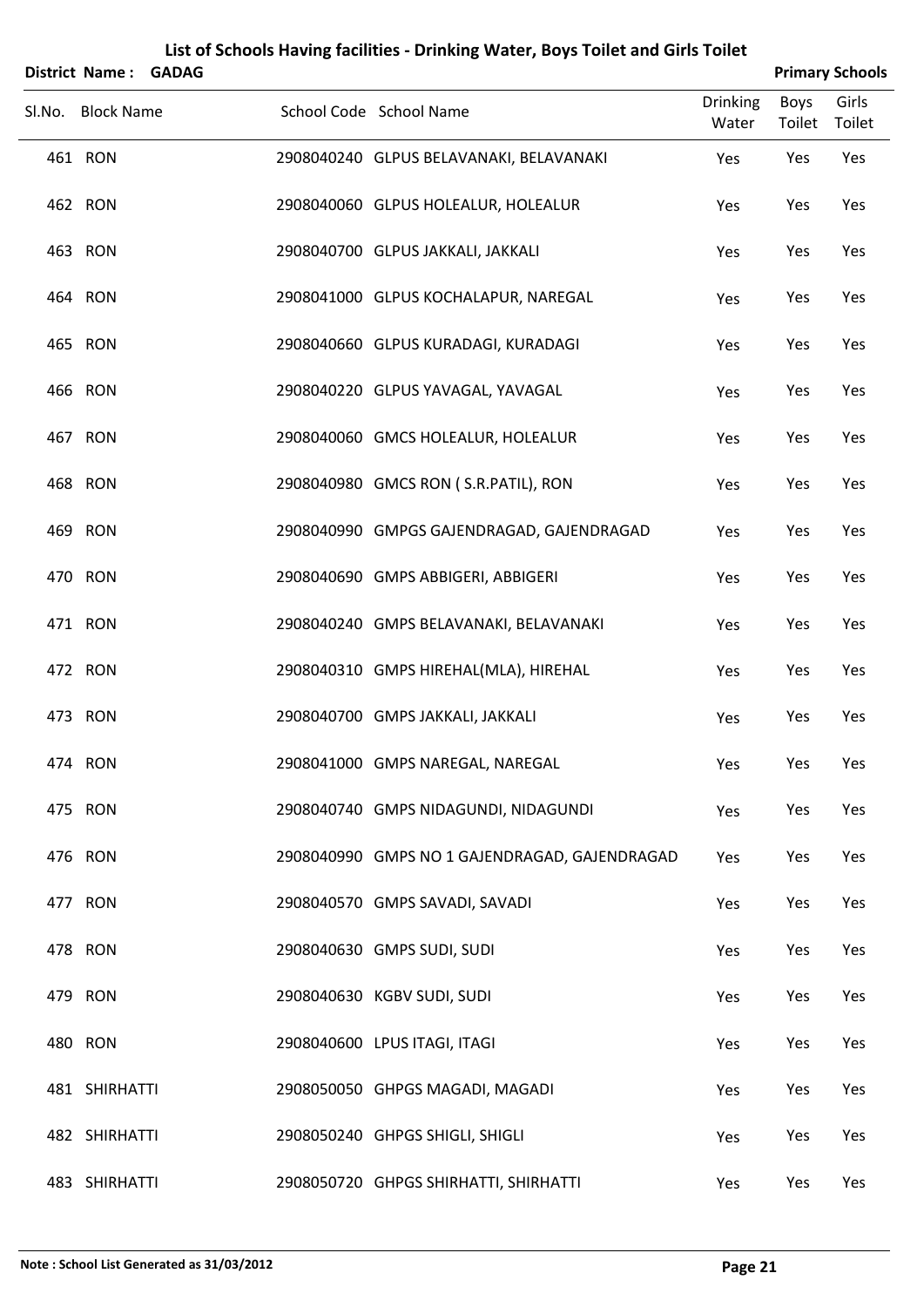# List of Schools Having facilities - Drinking Water, Boys Toilet and Girls Toilet

**District Name : GADAG** **Primary Schools**

| Sl.No. | Block Name | School Code | School Name | Drinking Water | Boys Toilet | Girls Toilet |
|---|---|---|---|---|---|---|
| 461 | RON | 2908040240 | GLPUS BELAVANAKI, BELAVANAKI | Yes | Yes | Yes |
| 462 | RON | 2908040060 | GLPUS HOLEALUR, HOLEALUR | Yes | Yes | Yes |
| 463 | RON | 2908040700 | GLPUS JAKKALI, JAKKALI | Yes | Yes | Yes |
| 464 | RON | 2908041000 | GLPUS KOCHALAPUR, NAREGAL | Yes | Yes | Yes |
| 465 | RON | 2908040660 | GLPUS KURADAGI, KURADAGI | Yes | Yes | Yes |
| 466 | RON | 2908040220 | GLPUS YAVAGAL, YAVAGAL | Yes | Yes | Yes |
| 467 | RON | 2908040060 | GMCS HOLEALUR, HOLEALUR | Yes | Yes | Yes |
| 468 | RON | 2908040980 | GMCS RON ( S.R.PATIL), RON | Yes | Yes | Yes |
| 469 | RON | 2908040990 | GMPGS GAJENDRAGAD, GAJENDRAGAD | Yes | Yes | Yes |
| 470 | RON | 2908040690 | GMPS ABBIGERI, ABBIGERI | Yes | Yes | Yes |
| 471 | RON | 2908040240 | GMPS BELAVANAKI, BELAVANAKI | Yes | Yes | Yes |
| 472 | RON | 2908040310 | GMPS HIREHAL(MLA), HIREHAL | Yes | Yes | Yes |
| 473 | RON | 2908040700 | GMPS JAKKALI, JAKKALI | Yes | Yes | Yes |
| 474 | RON | 2908041000 | GMPS NAREGAL, NAREGAL | Yes | Yes | Yes |
| 475 | RON | 2908040740 | GMPS NIDAGUNDI, NIDAGUNDI | Yes | Yes | Yes |
| 476 | RON | 2908040990 | GMPS NO 1 GAJENDRAGAD, GAJENDRAGAD | Yes | Yes | Yes |
| 477 | RON | 2908040570 | GMPS SAVADI, SAVADI | Yes | Yes | Yes |
| 478 | RON | 2908040630 | GMPS SUDI, SUDI | Yes | Yes | Yes |
| 479 | RON | 2908040630 | KGBV SUDI, SUDI | Yes | Yes | Yes |
| 480 | RON | 2908040600 | LPUS ITAGI, ITAGI | Yes | Yes | Yes |
| 481 | SHIRHATTI | 2908050050 | GHPGS MAGADI, MAGADI | Yes | Yes | Yes |
| 482 | SHIRHATTI | 2908050240 | GHPGS SHIGLI, SHIGLI | Yes | Yes | Yes |
| 483 | SHIRHATTI | 2908050720 | GHPGS SHIRHATTI, SHIRHATTI | Yes | Yes | Yes |

**Note : School List Generated as 31/03/2012**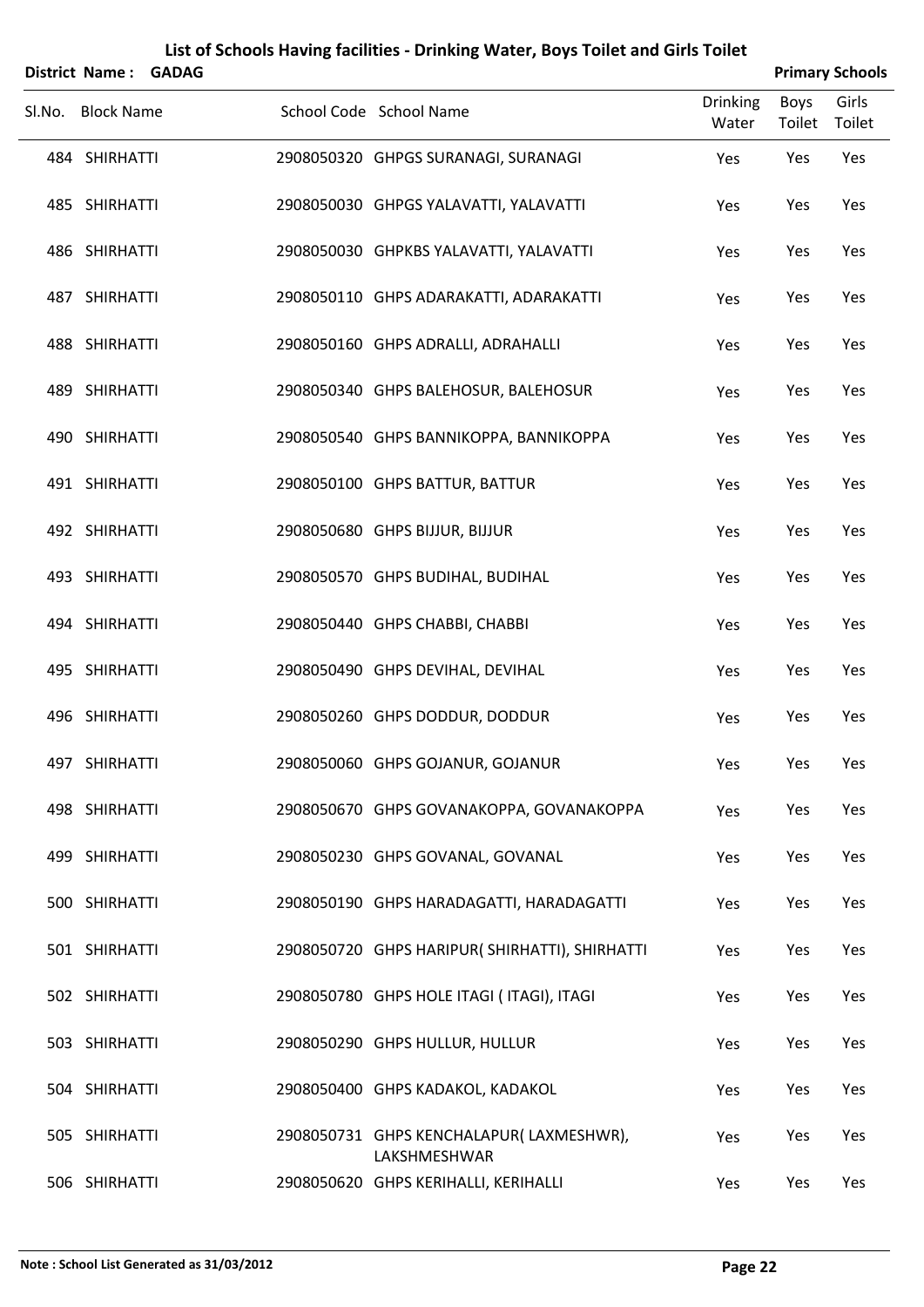# List of Schools Having facilities - Drinking Water, Boys Toilet and Girls Toilet

**District Name : GADAG** **Primary Schools**

| Sl.No. | Block Name | School Code | School Name | Drinking Water | Boys Toilet | Girls Toilet |
|---|---|---|---|---|---|---|
| 484 | SHIRHATTI | 2908050320 | GHPGS SURANAGI, SURANAGI | Yes | Yes | Yes |
| 485 | SHIRHATTI | 2908050030 | GHPGS YALAVATTI, YALAVATTI | Yes | Yes | Yes |
| 486 | SHIRHATTI | 2908050030 | GHPKBS YALAVATTI, YALAVATTI | Yes | Yes | Yes |
| 487 | SHIRHATTI | 2908050110 | GHPS ADARAKATTI, ADARAKATTI | Yes | Yes | Yes |
| 488 | SHIRHATTI | 2908050160 | GHPS ADRALLI, ADRAHALLI | Yes | Yes | Yes |
| 489 | SHIRHATTI | 2908050340 | GHPS BALEHOSUR, BALEHOSUR | Yes | Yes | Yes |
| 490 | SHIRHATTI | 2908050540 | GHPS BANNIKOPPA, BANNIKOPPA | Yes | Yes | Yes |
| 491 | SHIRHATTI | 2908050100 | GHPS BATTUR, BATTUR | Yes | Yes | Yes |
| 492 | SHIRHATTI | 2908050680 | GHPS BIJJUR, BIJJUR | Yes | Yes | Yes |
| 493 | SHIRHATTI | 2908050570 | GHPS BUDIHAL, BUDIHAL | Yes | Yes | Yes |
| 494 | SHIRHATTI | 2908050440 | GHPS CHABBI, CHABBI | Yes | Yes | Yes |
| 495 | SHIRHATTI | 2908050490 | GHPS DEVIHAL, DEVIHAL | Yes | Yes | Yes |
| 496 | SHIRHATTI | 2908050260 | GHPS DODDUR, DODDUR | Yes | Yes | Yes |
| 497 | SHIRHATTI | 2908050060 | GHPS GOJANUR, GOJANUR | Yes | Yes | Yes |
| 498 | SHIRHATTI | 2908050670 | GHPS GOVANAKOPPA, GOVANAKOPPA | Yes | Yes | Yes |
| 499 | SHIRHATTI | 2908050230 | GHPS GOVANAL, GOVANAL | Yes | Yes | Yes |
| 500 | SHIRHATTI | 2908050190 | GHPS HARADAGATTI, HARADAGATTI | Yes | Yes | Yes |
| 501 | SHIRHATTI | 2908050720 | GHPS HARIPUR( SHIRHATTI), SHIRHATTI | Yes | Yes | Yes |
| 502 | SHIRHATTI | 2908050780 | GHPS HOLE ITAGI ( ITAGI), ITAGI | Yes | Yes | Yes |
| 503 | SHIRHATTI | 2908050290 | GHPS HULLUR, HULLUR | Yes | Yes | Yes |
| 504 | SHIRHATTI | 2908050400 | GHPS KADAKOL, KADAKOL | Yes | Yes | Yes |
| 505 | SHIRHATTI | 2908050731 | GHPS KENCHALAPUR( LAXMESHWR), LAKSHMESHWAR | Yes | Yes | Yes |
| 506 | SHIRHATTI | 2908050620 | GHPS KERIHALLI, KERIHALLI | Yes | Yes | Yes |

**Note : School List Generated as 31/03/2012**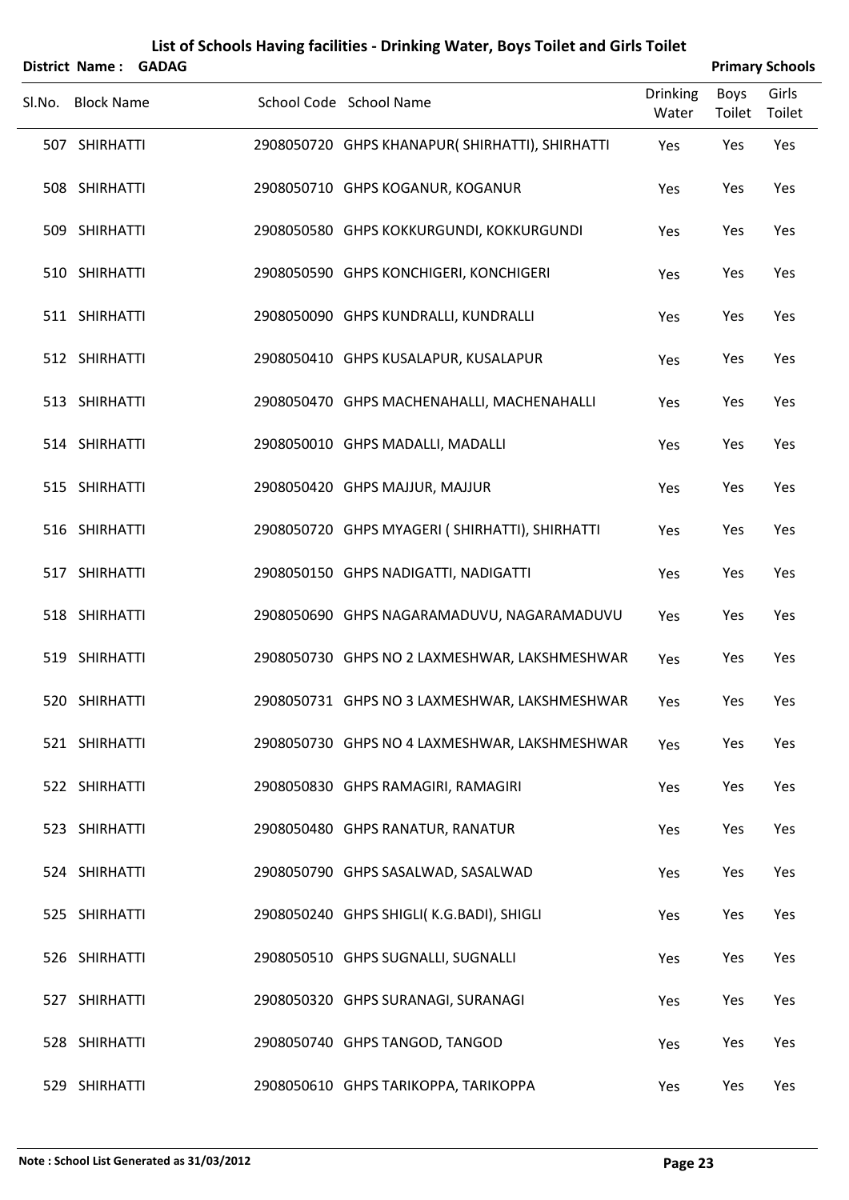# List of Schools Having facilities - Drinking Water, Boys Toilet and Girls Toilet

**District Name : GADAG** **Primary Schools**

| Sl.No. | Block Name | School Code | School Name | Drinking Water | Boys Toilet | Girls Toilet |
|---|---|---|---|---|---|---|
| 507 | SHIRHATTI | 2908050720 | GHPS KHANAPUR( SHIRHATTI), SHIRHATTI | Yes | Yes | Yes |
| 508 | SHIRHATTI | 2908050710 | GHPS KOGANUR, KOGANUR | Yes | Yes | Yes |
| 509 | SHIRHATTI | 2908050580 | GHPS KOKKURGUNDI, KOKKURGUNDI | Yes | Yes | Yes |
| 510 | SHIRHATTI | 2908050590 | GHPS KONCHIGERI, KONCHIGERI | Yes | Yes | Yes |
| 511 | SHIRHATTI | 2908050090 | GHPS KUNDRALLI, KUNDRALLI | Yes | Yes | Yes |
| 512 | SHIRHATTI | 2908050410 | GHPS KUSALAPUR, KUSALAPUR | Yes | Yes | Yes |
| 513 | SHIRHATTI | 2908050470 | GHPS MACHENAHALLI, MACHENAHALLI | Yes | Yes | Yes |
| 514 | SHIRHATTI | 2908050010 | GHPS MADALLI, MADALLI | Yes | Yes | Yes |
| 515 | SHIRHATTI | 2908050420 | GHPS MAJJUR, MAJJUR | Yes | Yes | Yes |
| 516 | SHIRHATTI | 2908050720 | GHPS MYAGERI ( SHIRHATTI), SHIRHATTI | Yes | Yes | Yes |
| 517 | SHIRHATTI | 2908050150 | GHPS NADIGATTI, NADIGATTI | Yes | Yes | Yes |
| 518 | SHIRHATTI | 2908050690 | GHPS NAGARAMADUVU, NAGARAMADUVU | Yes | Yes | Yes |
| 519 | SHIRHATTI | 2908050730 | GHPS NO 2 LAXMESHWAR, LAKSHMESHWAR | Yes | Yes | Yes |
| 520 | SHIRHATTI | 2908050731 | GHPS NO 3 LAXMESHWAR, LAKSHMESHWAR | Yes | Yes | Yes |
| 521 | SHIRHATTI | 2908050730 | GHPS NO 4 LAXMESHWAR, LAKSHMESHWAR | Yes | Yes | Yes |
| 522 | SHIRHATTI | 2908050830 | GHPS RAMAGIRI, RAMAGIRI | Yes | Yes | Yes |
| 523 | SHIRHATTI | 2908050480 | GHPS RANATUR, RANATUR | Yes | Yes | Yes |
| 524 | SHIRHATTI | 2908050790 | GHPS SASALWAD, SASALWAD | Yes | Yes | Yes |
| 525 | SHIRHATTI | 2908050240 | GHPS SHIGLI( K.G.BADI), SHIGLI | Yes | Yes | Yes |
| 526 | SHIRHATTI | 2908050510 | GHPS SUGNALLI, SUGNALLI | Yes | Yes | Yes |
| 527 | SHIRHATTI | 2908050320 | GHPS SURANAGI, SURANAGI | Yes | Yes | Yes |
| 528 | SHIRHATTI | 2908050740 | GHPS TANGOD, TANGOD | Yes | Yes | Yes |
| 529 | SHIRHATTI | 2908050610 | GHPS TARIKOPPA, TARIKOPPA | Yes | Yes | Yes |

**Note : School List Generated as 31/03/2012**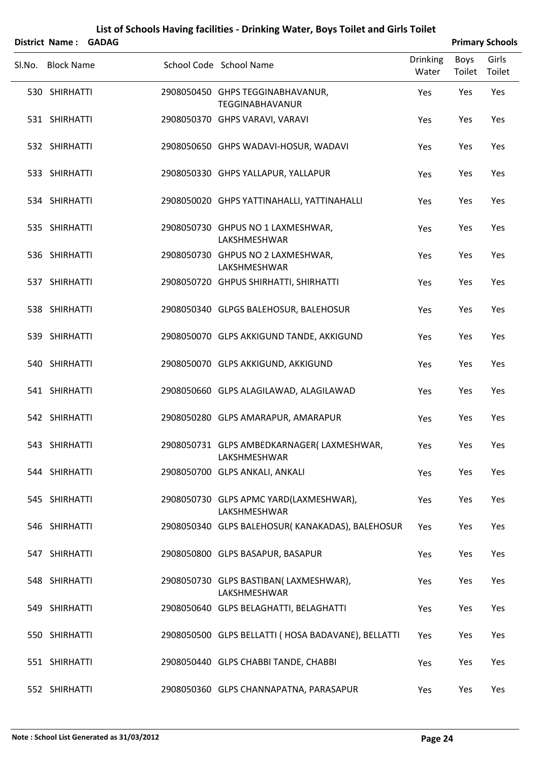## List of Schools Having facilities - Drinking Water, Boys Toilet and Girls Toilet

**District Name : GADAG** **Primary Schools**

| Sl.No. | Block Name | School Code | School Name | Drinking Water | Boys Toilet | Girls Toilet |
|---|---|---|---|---|---|---|
| 530 | SHIRHATTI | 2908050450 | GHPS TEGGINABHAVANUR, TEGGINABHAVANUR | Yes | Yes | Yes |
| 531 | SHIRHATTI | 2908050370 | GHPS VARAVI, VARAVI | Yes | Yes | Yes |
| 532 | SHIRHATTI | 2908050650 | GHPS WADAVI-HOSUR, WADAVI | Yes | Yes | Yes |
| 533 | SHIRHATTI | 2908050330 | GHPS YALLAPUR, YALLAPUR | Yes | Yes | Yes |
| 534 | SHIRHATTI | 2908050020 | GHPS YATTINAHALLI, YATTINAHALLI | Yes | Yes | Yes |
| 535 | SHIRHATTI | 2908050730 | GHPUS NO 1 LAXMESHWAR, LAKSHMESHWAR | Yes | Yes | Yes |
| 536 | SHIRHATTI | 2908050730 | GHPUS NO 2 LAXMESHWAR, LAKSHMESHWAR | Yes | Yes | Yes |
| 537 | SHIRHATTI | 2908050720 | GHPUS SHIRHATTI, SHIRHATTI | Yes | Yes | Yes |
| 538 | SHIRHATTI | 2908050340 | GLPGS BALEHOSUR, BALEHOSUR | Yes | Yes | Yes |
| 539 | SHIRHATTI | 2908050070 | GLPS AKKIGUND TANDE, AKKIGUND | Yes | Yes | Yes |
| 540 | SHIRHATTI | 2908050070 | GLPS AKKIGUND, AKKIGUND | Yes | Yes | Yes |
| 541 | SHIRHATTI | 2908050660 | GLPS ALAGILAWAD, ALAGILAWAD | Yes | Yes | Yes |
| 542 | SHIRHATTI | 2908050280 | GLPS AMARAPUR, AMARAPUR | Yes | Yes | Yes |
| 543 | SHIRHATTI | 2908050731 | GLPS AMBEDKARNAGER( LAXMESHWAR, LAKSHMESHWAR | Yes | Yes | Yes |
| 544 | SHIRHATTI | 2908050700 | GLPS ANKALI, ANKALI | Yes | Yes | Yes |
| 545 | SHIRHATTI | 2908050730 | GLPS APMC YARD(LAXMESHWAR), LAKSHMESHWAR | Yes | Yes | Yes |
| 546 | SHIRHATTI | 2908050340 | GLPS BALEHOSUR( KANAKADAS), BALEHOSUR | Yes | Yes | Yes |
| 547 | SHIRHATTI | 2908050800 | GLPS BASAPUR, BASAPUR | Yes | Yes | Yes |
| 548 | SHIRHATTI | 2908050730 | GLPS BASTIBAN( LAXMESHWAR), LAKSHMESHWAR | Yes | Yes | Yes |
| 549 | SHIRHATTI | 2908050640 | GLPS BELAGHATTI, BELAGHATTI | Yes | Yes | Yes |
| 550 | SHIRHATTI | 2908050500 | GLPS BELLATTI ( HOSA BADAVANE), BELLATTI | Yes | Yes | Yes |
| 551 | SHIRHATTI | 2908050440 | GLPS CHABBI TANDE, CHABBI | Yes | Yes | Yes |
| 552 | SHIRHATTI | 2908050360 | GLPS CHANNAPATNA, PARASAPUR | Yes | Yes | Yes |

**Note : School List Generated as 31/03/2012**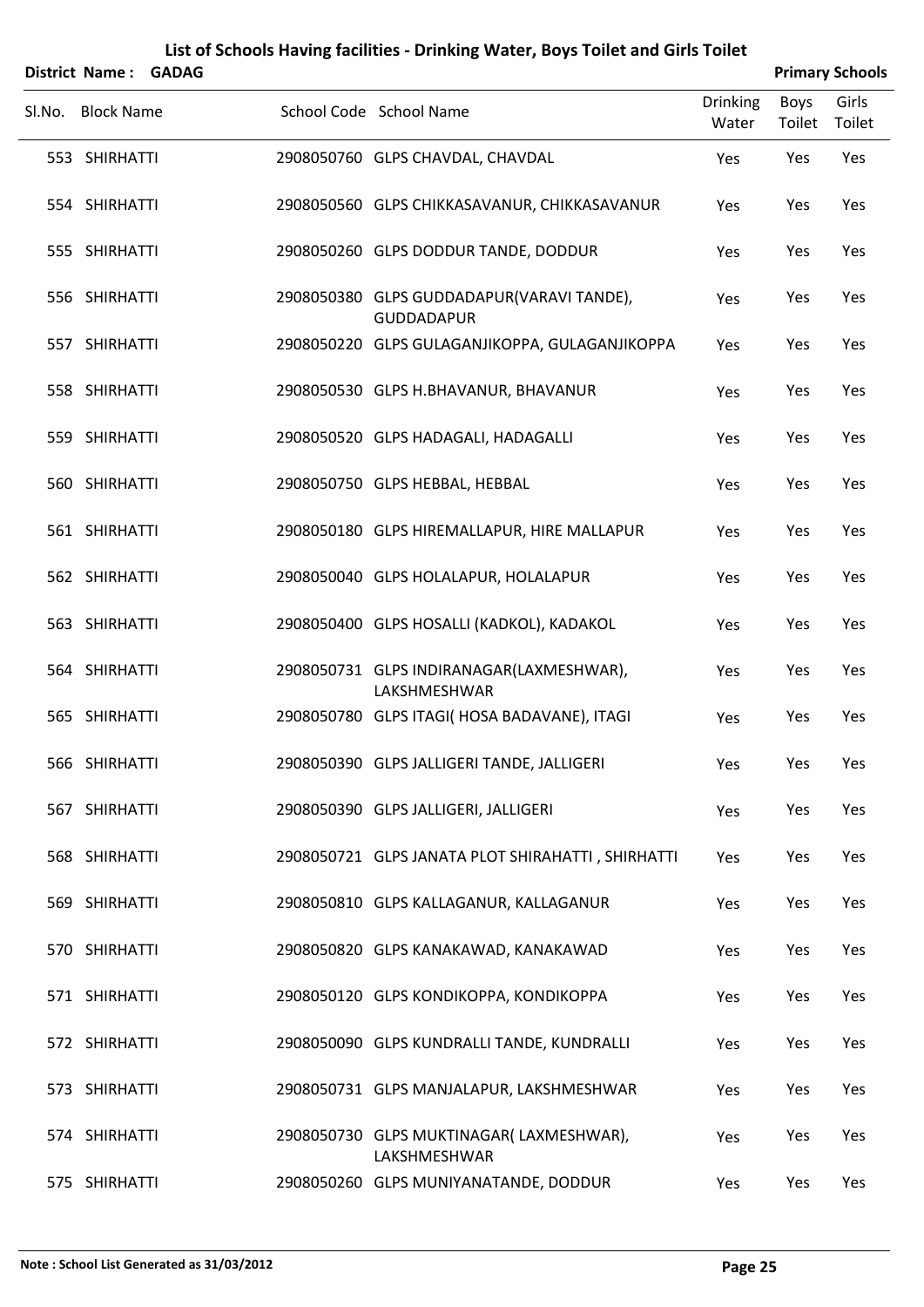# List of Schools Having facilities - Drinking Water, Boys Toilet and Girls Toilet

**District Name : GADAG** **Primary Schools**

| Sl.No. | Block Name | School Code | School Name | Drinking Water | Boys Toilet | Girls Toilet |
|---|---|---|---|---|---|---|
| 553 | SHIRHATTI | 2908050760 | GLPS CHAVDAL, CHAVDAL | Yes | Yes | Yes |
| 554 | SHIRHATTI | 2908050560 | GLPS CHIKKASAVANUR, CHIKKASAVANUR | Yes | Yes | Yes |
| 555 | SHIRHATTI | 2908050260 | GLPS DODDUR TANDE, DODDUR | Yes | Yes | Yes |
| 556 | SHIRHATTI | 2908050380 | GLPS GUDDADAPUR(VARAVI TANDE), GUDDADAPUR | Yes | Yes | Yes |
| 557 | SHIRHATTI | 2908050220 | GLPS GULAGANJIKOPPA, GULAGANJIKOPPA | Yes | Yes | Yes |
| 558 | SHIRHATTI | 2908050530 | GLPS H.BHAVANUR, BHAVANUR | Yes | Yes | Yes |
| 559 | SHIRHATTI | 2908050520 | GLPS HADAGALI, HADAGALLI | Yes | Yes | Yes |
| 560 | SHIRHATTI | 2908050750 | GLPS HEBBAL, HEBBAL | Yes | Yes | Yes |
| 561 | SHIRHATTI | 2908050180 | GLPS HIREMALLAPUR, HIRE MALLAPUR | Yes | Yes | Yes |
| 562 | SHIRHATTI | 2908050040 | GLPS HOLALAPUR, HOLALAPUR | Yes | Yes | Yes |
| 563 | SHIRHATTI | 2908050400 | GLPS HOSALLI (KADKOL), KADAKOL | Yes | Yes | Yes |
| 564 | SHIRHATTI | 2908050731 | GLPS INDIRANAGAR(LAXMESHWAR), LAKSHMESHWAR | Yes | Yes | Yes |
| 565 | SHIRHATTI | 2908050780 | GLPS ITAGI( HOSA BADAVANE), ITAGI | Yes | Yes | Yes |
| 566 | SHIRHATTI | 2908050390 | GLPS JALLIGERI TANDE, JALLIGERI | Yes | Yes | Yes |
| 567 | SHIRHATTI | 2908050390 | GLPS JALLIGERI, JALLIGERI | Yes | Yes | Yes |
| 568 | SHIRHATTI | 2908050721 | GLPS JANATA PLOT SHIRAHATTI , SHIRHATTI | Yes | Yes | Yes |
| 569 | SHIRHATTI | 2908050810 | GLPS KALLAGANUR, KALLAGANUR | Yes | Yes | Yes |
| 570 | SHIRHATTI | 2908050820 | GLPS KANAKAWAD, KANAKAWAD | Yes | Yes | Yes |
| 571 | SHIRHATTI | 2908050120 | GLPS KONDIKOPPA, KONDIKOPPA | Yes | Yes | Yes |
| 572 | SHIRHATTI | 2908050090 | GLPS KUNDRALLI TANDE, KUNDRALLI | Yes | Yes | Yes |
| 573 | SHIRHATTI | 2908050731 | GLPS MANJALAPUR, LAKSHMESHWAR | Yes | Yes | Yes |
| 574 | SHIRHATTI | 2908050730 | GLPS MUKTINAGAR( LAXMESHWAR), LAKSHMESHWAR | Yes | Yes | Yes |
| 575 | SHIRHATTI | 2908050260 | GLPS MUNIYANATANDE, DODDUR | Yes | Yes | Yes |

**Note : School List Generated as 31/03/2012**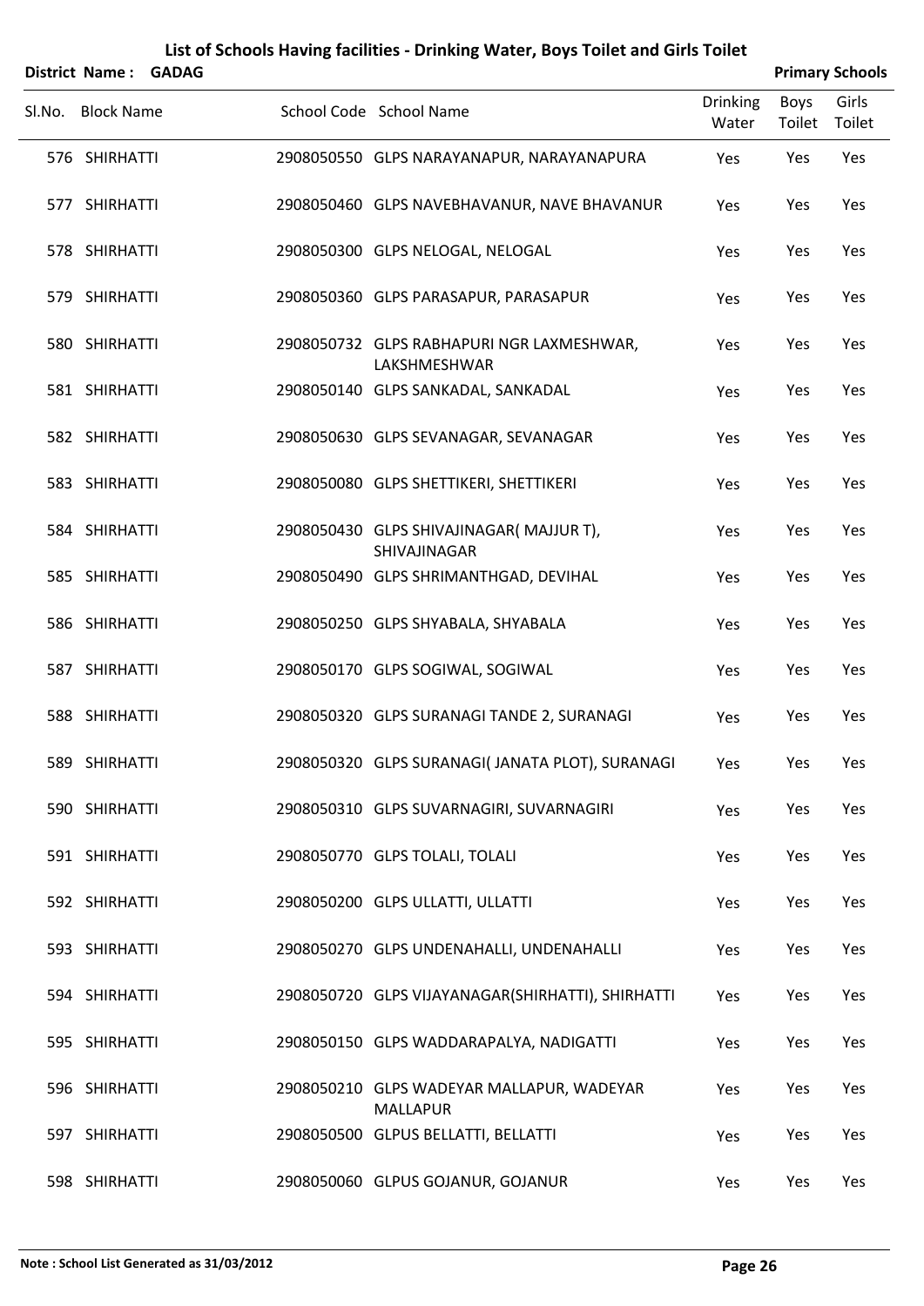## List of Schools Having facilities - Drinking Water, Boys Toilet and Girls Toilet

**District Name : GADAG** **Primary Schools**

| Sl.No. | Block Name | School Code | School Name | Drinking Water | Boys Toilet | Girls Toilet |
|---|---|---|---|---|---|---|
| 576 | SHIRHATTI | 2908050550 | GLPS NARAYANAPUR, NARAYANAPURA | Yes | Yes | Yes |
| 577 | SHIRHATTI | 2908050460 | GLPS NAVEBHAVANUR, NAVE BHAVANUR | Yes | Yes | Yes |
| 578 | SHIRHATTI | 2908050300 | GLPS NELOGAL, NELOGAL | Yes | Yes | Yes |
| 579 | SHIRHATTI | 2908050360 | GLPS PARASAPUR, PARASAPUR | Yes | Yes | Yes |
| 580 | SHIRHATTI | 2908050732 | GLPS RABHAPURI NGR LAXMESHWAR, LAKSHMESHWAR | Yes | Yes | Yes |
| 581 | SHIRHATTI | 2908050140 | GLPS SANKADAL, SANKADAL | Yes | Yes | Yes |
| 582 | SHIRHATTI | 2908050630 | GLPS SEVANAGAR, SEVANAGAR | Yes | Yes | Yes |
| 583 | SHIRHATTI | 2908050080 | GLPS SHETTIKERI, SHETTIKERI | Yes | Yes | Yes |
| 584 | SHIRHATTI | 2908050430 | GLPS SHIVAJINAGAR( MAJJUR T), SHIVAJINAGAR | Yes | Yes | Yes |
| 585 | SHIRHATTI | 2908050490 | GLPS SHRIMANTHGAD, DEVIHAL | Yes | Yes | Yes |
| 586 | SHIRHATTI | 2908050250 | GLPS SHYABALA, SHYABALA | Yes | Yes | Yes |
| 587 | SHIRHATTI | 2908050170 | GLPS SOGIWAL, SOGIWAL | Yes | Yes | Yes |
| 588 | SHIRHATTI | 2908050320 | GLPS SURANAGI TANDE 2, SURANAGI | Yes | Yes | Yes |
| 589 | SHIRHATTI | 2908050320 | GLPS SURANAGI( JANATA PLOT), SURANAGI | Yes | Yes | Yes |
| 590 | SHIRHATTI | 2908050310 | GLPS SUVARNAGIRI, SUVARNAGIRI | Yes | Yes | Yes |
| 591 | SHIRHATTI | 2908050770 | GLPS TOLALI, TOLALI | Yes | Yes | Yes |
| 592 | SHIRHATTI | 2908050200 | GLPS ULLATTI, ULLATTI | Yes | Yes | Yes |
| 593 | SHIRHATTI | 2908050270 | GLPS UNDENAHALLI, UNDENAHALLI | Yes | Yes | Yes |
| 594 | SHIRHATTI | 2908050720 | GLPS VIJAYANAGAR(SHIRHATTI), SHIRHATTI | Yes | Yes | Yes |
| 595 | SHIRHATTI | 2908050150 | GLPS WADDARAPALYA, NADIGATTI | Yes | Yes | Yes |
| 596 | SHIRHATTI | 2908050210 | GLPS WADEYAR MALLAPUR, WADEYAR MALLAPUR | Yes | Yes | Yes |
| 597 | SHIRHATTI | 2908050500 | GLPUS BELLATTI, BELLATTI | Yes | Yes | Yes |
| 598 | SHIRHATTI | 2908050060 | GLPUS GOJANUR, GOJANUR | Yes | Yes | Yes |

**Note : School List Generated as 31/03/2012**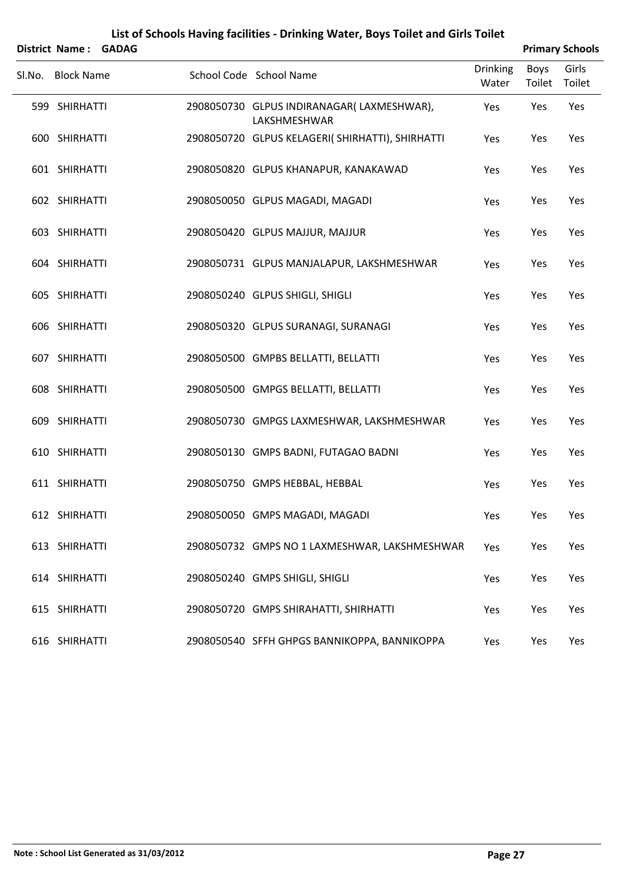# List of Schools Having facilities - Drinking Water, Boys Toilet and Girls Toilet

**District Name : GADAG** **Primary Schools**

| Sl.No. | Block Name | School Code | School Name | Drinking Water | Boys Toilet | Girls Toilet |
|---|---|---|---|---|---|---|
| 599 | SHIRHATTI | 2908050730 | GLPUS INDIRANAGAR( LAXMESHWAR), LAKSHMESHWAR | Yes | Yes | Yes |
| 600 | SHIRHATTI | 2908050720 | GLPUS KELAGERI( SHIRHATTI), SHIRHATTI | Yes | Yes | Yes |
| 601 | SHIRHATTI | 2908050820 | GLPUS KHANAPUR, KANAKAWAD | Yes | Yes | Yes |
| 602 | SHIRHATTI | 2908050050 | GLPUS MAGADI, MAGADI | Yes | Yes | Yes |
| 603 | SHIRHATTI | 2908050420 | GLPUS MAJJUR, MAJJUR | Yes | Yes | Yes |
| 604 | SHIRHATTI | 2908050731 | GLPUS MANJALAPUR, LAKSHMESHWAR | Yes | Yes | Yes |
| 605 | SHIRHATTI | 2908050240 | GLPUS SHIGLI, SHIGLI | Yes | Yes | Yes |
| 606 | SHIRHATTI | 2908050320 | GLPUS SURANAGI, SURANAGI | Yes | Yes | Yes |
| 607 | SHIRHATTI | 2908050500 | GMPBS BELLATTI, BELLATTI | Yes | Yes | Yes |
| 608 | SHIRHATTI | 2908050500 | GMPGS BELLATTI, BELLATTI | Yes | Yes | Yes |
| 609 | SHIRHATTI | 2908050730 | GMPGS LAXMESHWAR, LAKSHMESHWAR | Yes | Yes | Yes |
| 610 | SHIRHATTI | 2908050130 | GMPS BADNI, FUTAGAO BADNI | Yes | Yes | Yes |
| 611 | SHIRHATTI | 2908050750 | GMPS HEBBAL, HEBBAL | Yes | Yes | Yes |
| 612 | SHIRHATTI | 2908050050 | GMPS MAGADI, MAGADI | Yes | Yes | Yes |
| 613 | SHIRHATTI | 2908050732 | GMPS NO 1 LAXMESHWAR, LAKSHMESHWAR | Yes | Yes | Yes |
| 614 | SHIRHATTI | 2908050240 | GMPS SHIGLI, SHIGLI | Yes | Yes | Yes |
| 615 | SHIRHATTI | 2908050720 | GMPS SHIRAHATTI, SHIRHATTI | Yes | Yes | Yes |
| 616 | SHIRHATTI | 2908050540 | SFFH GHPGS BANNIKOPPA, BANNIKOPPA | Yes | Yes | Yes |

**Note : School List Generated as 31/03/2012**